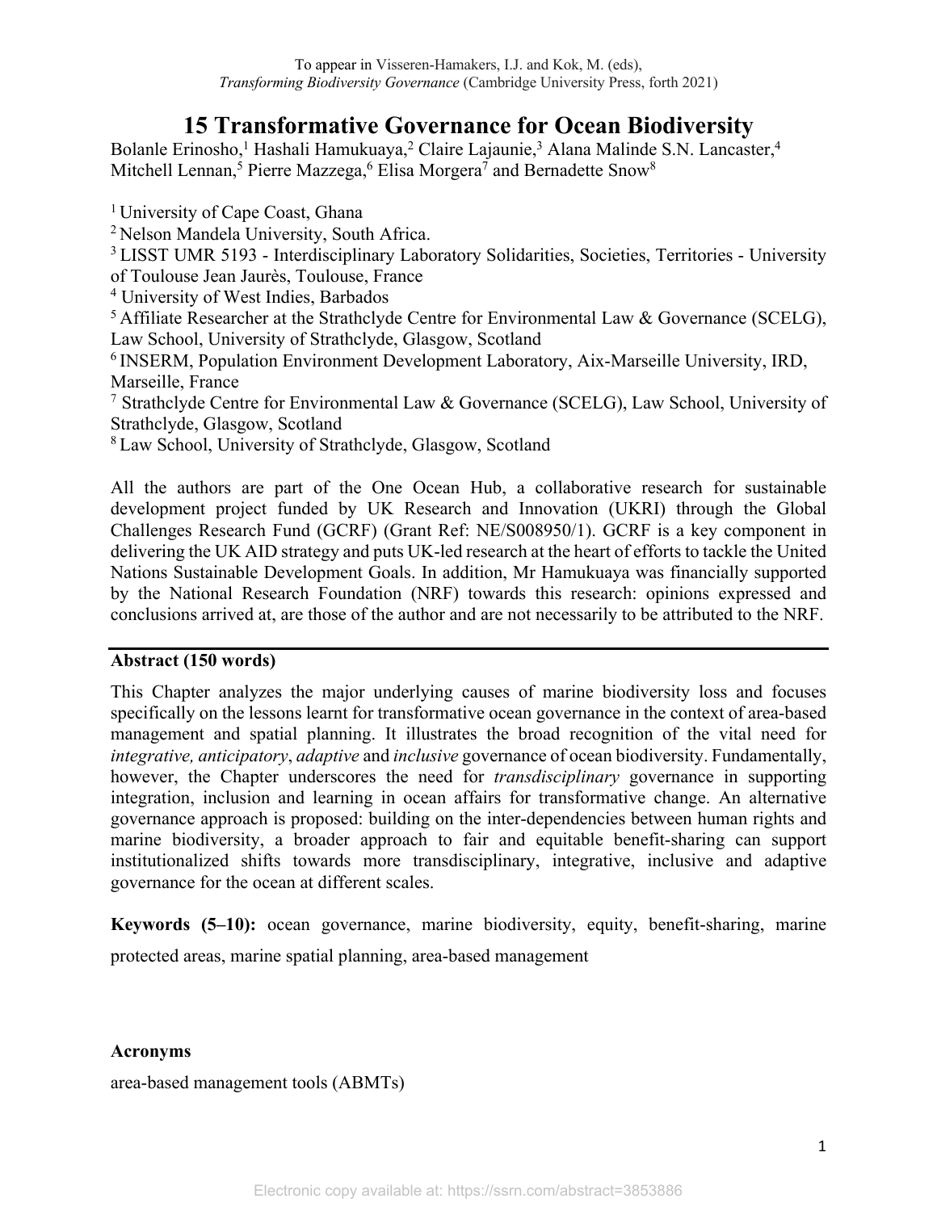To appear in Visseren-Hamakers, I.J. and Kok, M. (eds), *Transforming Biodiversity Governance* (Cambridge University Press, forth 2021)

# 15 Transformative Governance for Ocean Biodiversity

Bolanle Erinosho,[1] Hashali Hamukuaya,[2] Claire Lajaunie,[3] Alana Malinde S.N. Lancaster,[4] Mitchell Lennan,[5] Pierre Mazzega,[6] Elisa Morgera[7] and Bernadette Snow[8]

[1] University of Cape Coast, Ghana
[2] Nelson Mandela University, South Africa.
[3] LISST UMR 5193 - Interdisciplinary Laboratory Solidarities, Societies, Territories - University of Toulouse Jean Jaurès, Toulouse, France
[4] University of West Indies, Barbados
[5] Affiliate Researcher at the Strathclyde Centre for Environmental Law & Governance (SCELG), Law School, University of Strathclyde, Glasgow, Scotland
[6] INSERM, Population Environment Development Laboratory, Aix-Marseille University, IRD, Marseille, France
[7] Strathclyde Centre for Environmental Law & Governance (SCELG), Law School, University of Strathclyde, Glasgow, Scotland
[8] Law School, University of Strathclyde, Glasgow, Scotland

All the authors are part of the One Ocean Hub, a collaborative research for sustainable development project funded by UK Research and Innovation (UKRI) through the Global Challenges Research Fund (GCRF) (Grant Ref: NE/S008950/1). GCRF is a key component in delivering the UK AID strategy and puts UK-led research at the heart of efforts to tackle the United Nations Sustainable Development Goals. In addition, Mr Hamukuaya was financially supported by the National Research Foundation (NRF) towards this research: opinions expressed and conclusions arrived at, are those of the author and are not necessarily to be attributed to the NRF.

---

**Abstract (150 words)**

This Chapter analyzes the major underlying causes of marine biodiversity loss and focuses specifically on the lessons learnt for transformative ocean governance in the context of area-based management and spatial planning. It illustrates the broad recognition of the vital need for *integrative, anticipatory*, *adaptive* and *inclusive* governance of ocean biodiversity. Fundamentally, however, the Chapter underscores the need for *transdisciplinary* governance in supporting integration, inclusion and learning in ocean affairs for transformative change. An alternative governance approach is proposed: building on the inter-dependencies between human rights and marine biodiversity, a broader approach to fair and equitable benefit-sharing can support institutionalized shifts towards more transdisciplinary, integrative, inclusive and adaptive governance for the ocean at different scales.

**Keywords (5–10):** ocean governance, marine biodiversity, equity, benefit-sharing, marine protected areas, marine spatial planning, area-based management

**Acronyms**

area-based management tools (ABMTs)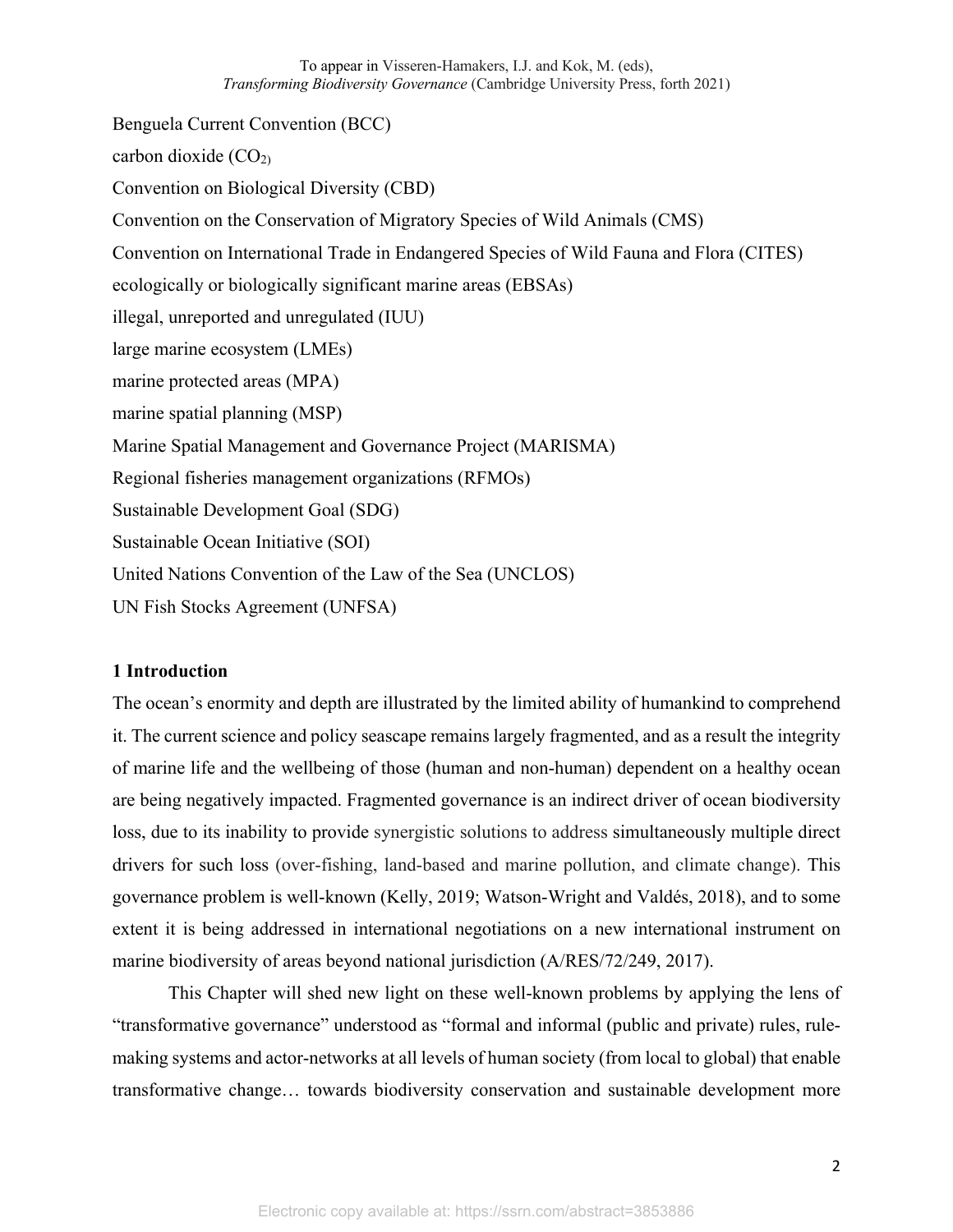Benguela Current Convention (BCC)

carbon dioxide ($CO_2$)

Convention on Biological Diversity (CBD)

Convention on the Conservation of Migratory Species of Wild Animals (CMS)

Convention on International Trade in Endangered Species of Wild Fauna and Flora (CITES)

ecologically or biologically significant marine areas (EBSAs)

illegal, unreported and unregulated (IUU)

large marine ecosystem (LMEs)

marine protected areas (MPA)

marine spatial planning (MSP)

Marine Spatial Management and Governance Project (MARISMA)

Regional fisheries management organizations (RFMOs)

Sustainable Development Goal (SDG)

Sustainable Ocean Initiative (SOI)

United Nations Convention of the Law of the Sea (UNCLOS)

UN Fish Stocks Agreement (UNFSA)

## 1 Introduction

The ocean's enormity and depth are illustrated by the limited ability of humankind to comprehend it. The current science and policy seascape remains largely fragmented, and as a result the integrity of marine life and the wellbeing of those (human and non-human) dependent on a healthy ocean are being negatively impacted. Fragmented governance is an indirect driver of ocean biodiversity loss, due to its inability to provide synergistic solutions to address simultaneously multiple direct drivers for such loss (over-fishing, land-based and marine pollution, and climate change). This governance problem is well-known (Kelly, 2019; Watson-Wright and Valdés, 2018), and to some extent it is being addressed in international negotiations on a new international instrument on marine biodiversity of areas beyond national jurisdiction (A/RES/72/249, 2017).

This Chapter will shed new light on these well-known problems by applying the lens of "transformative governance" understood as "formal and informal (public and private) rules, rule-making systems and actor-networks at all levels of human society (from local to global) that enable transformative change… towards biodiversity conservation and sustainable development more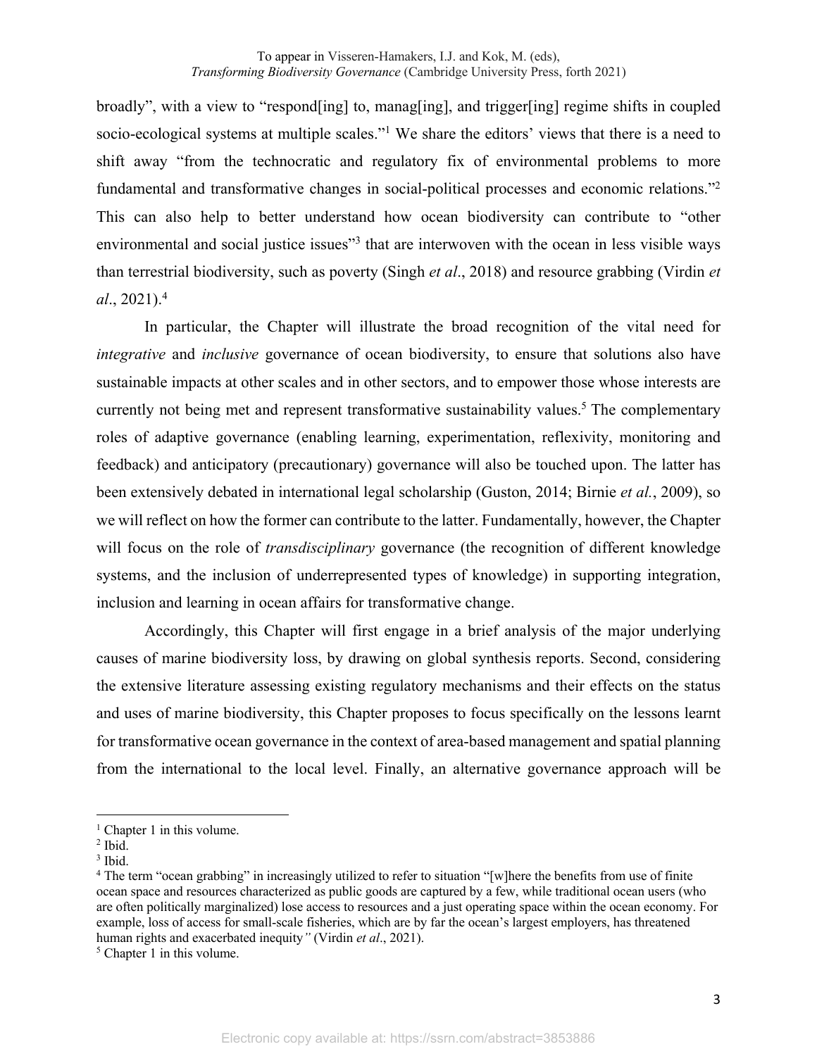broadly", with a view to "respond[ing] to, manag[ing], and trigger[ing] regime shifts in coupled socio-ecological systems at multiple scales."[1] We share the editors' views that there is a need to shift away "from the technocratic and regulatory fix of environmental problems to more fundamental and transformative changes in social-political processes and economic relations."[2] This can also help to better understand how ocean biodiversity can contribute to "other environmental and social justice issues"[3] that are interwoven with the ocean in less visible ways than terrestrial biodiversity, such as poverty (Singh *et al*., 2018) and resource grabbing (Virdin *et al*., 2021).[4]

In particular, the Chapter will illustrate the broad recognition of the vital need for *integrative* and *inclusive* governance of ocean biodiversity, to ensure that solutions also have sustainable impacts at other scales and in other sectors, and to empower those whose interests are currently not being met and represent transformative sustainability values.[5] The complementary roles of adaptive governance (enabling learning, experimentation, reflexivity, monitoring and feedback) and anticipatory (precautionary) governance will also be touched upon. The latter has been extensively debated in international legal scholarship (Guston, 2014; Birnie *et al.*, 2009), so we will reflect on how the former can contribute to the latter. Fundamentally, however, the Chapter will focus on the role of *transdisciplinary* governance (the recognition of different knowledge systems, and the inclusion of underrepresented types of knowledge) in supporting integration, inclusion and learning in ocean affairs for transformative change.

Accordingly, this Chapter will first engage in a brief analysis of the major underlying causes of marine biodiversity loss, by drawing on global synthesis reports. Second, considering the extensive literature assessing existing regulatory mechanisms and their effects on the status and uses of marine biodiversity, this Chapter proposes to focus specifically on the lessons learnt for transformative ocean governance in the context of area-based management and spatial planning from the international to the local level. Finally, an alternative governance approach will be

---

[1] Chapter 1 in this volume.

[2] Ibid.

[3] Ibid.

[4] The term "ocean grabbing" in increasingly utilized to refer to situation "[w]here the benefits from use of finite ocean space and resources characterized as public goods are captured by a few, while traditional ocean users (who are often politically marginalized) lose access to resources and a just operating space within the ocean economy. For example, loss of access for small-scale fisheries, which are by far the ocean's largest employers, has threatened human rights and exacerbated inequity*"* (Virdin *et al*., 2021).

[5] Chapter 1 in this volume.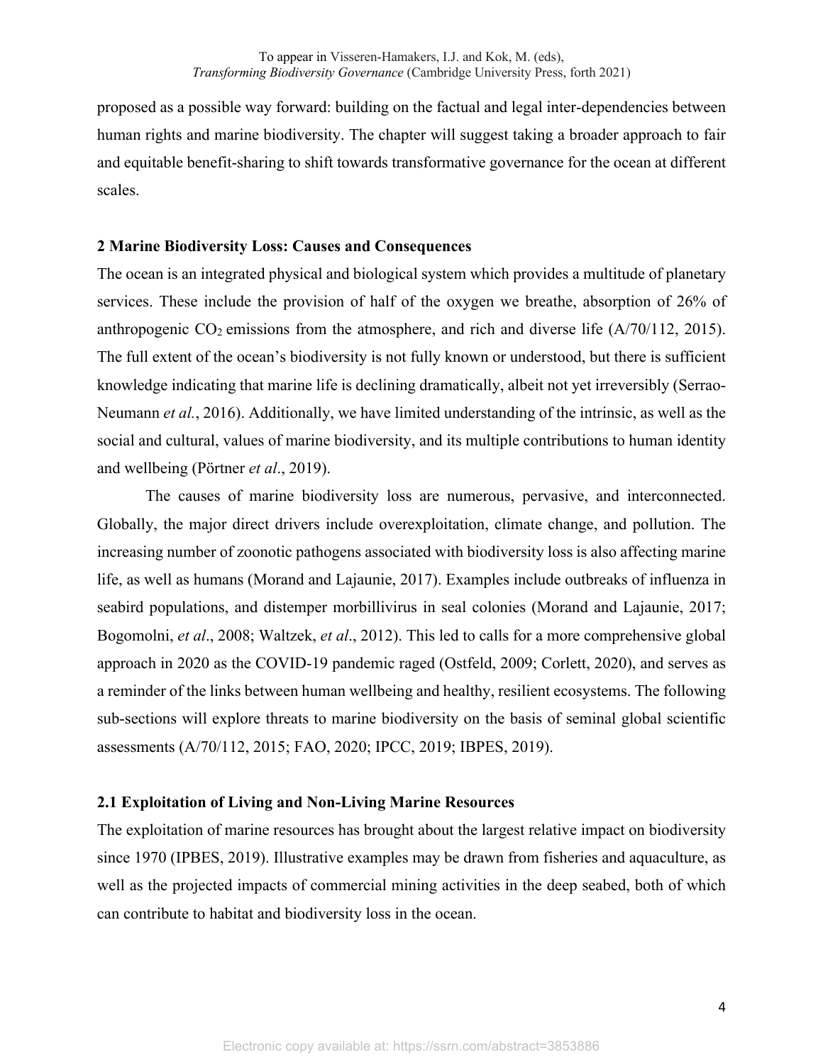proposed as a possible way forward: building on the factual and legal inter-dependencies between human rights and marine biodiversity. The chapter will suggest taking a broader approach to fair and equitable benefit-sharing to shift towards transformative governance for the ocean at different scales.

## 2 Marine Biodiversity Loss: Causes and Consequences

The ocean is an integrated physical and biological system which provides a multitude of planetary services. These include the provision of half of the oxygen we breathe, absorption of 26% of anthropogenic $CO_2$ emissions from the atmosphere, and rich and diverse life (A/70/112, 2015). The full extent of the ocean's biodiversity is not fully known or understood, but there is sufficient knowledge indicating that marine life is declining dramatically, albeit not yet irreversibly (Serrao-Neumann *et al.*, 2016). Additionally, we have limited understanding of the intrinsic, as well as the social and cultural, values of marine biodiversity, and its multiple contributions to human identity and wellbeing (Pörtner *et al*., 2019).

The causes of marine biodiversity loss are numerous, pervasive, and interconnected. Globally, the major direct drivers include overexploitation, climate change, and pollution. The increasing number of zoonotic pathogens associated with biodiversity loss is also affecting marine life, as well as humans (Morand and Lajaunie, 2017). Examples include outbreaks of influenza in seabird populations, and distemper morbillivirus in seal colonies (Morand and Lajaunie, 2017; Bogomolni, *et al*., 2008; Waltzek, *et al*., 2012). This led to calls for a more comprehensive global approach in 2020 as the COVID-19 pandemic raged (Ostfeld, 2009; Corlett, 2020), and serves as a reminder of the links between human wellbeing and healthy, resilient ecosystems. The following sub-sections will explore threats to marine biodiversity on the basis of seminal global scientific assessments (A/70/112, 2015; FAO, 2020; IPCC, 2019; IBPES, 2019).

### 2.1 Exploitation of Living and Non-Living Marine Resources

The exploitation of marine resources has brought about the largest relative impact on biodiversity since 1970 (IPBES, 2019). Illustrative examples may be drawn from fisheries and aquaculture, as well as the projected impacts of commercial mining activities in the deep seabed, both of which can contribute to habitat and biodiversity loss in the ocean.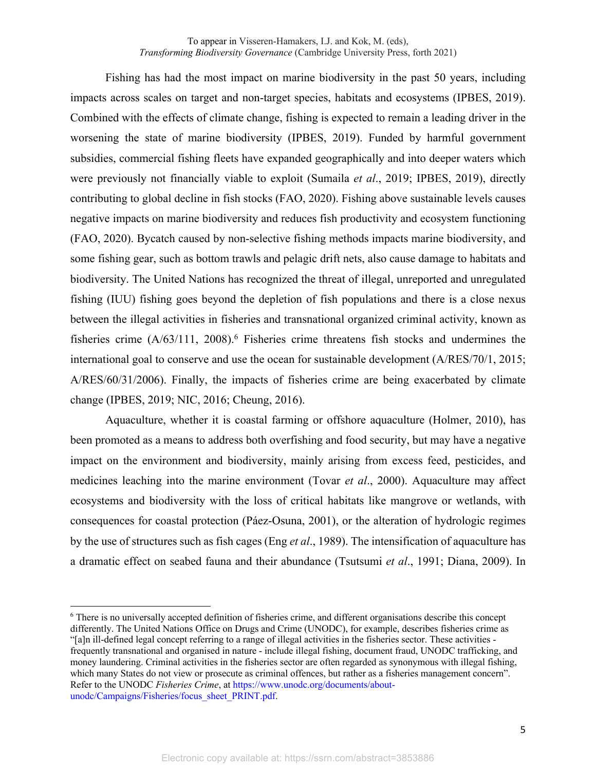Fishing has had the most impact on marine biodiversity in the past 50 years, including impacts across scales on target and non-target species, habitats and ecosystems (IPBES, 2019). Combined with the effects of climate change, fishing is expected to remain a leading driver in the worsening the state of marine biodiversity (IPBES, 2019). Funded by harmful government subsidies, commercial fishing fleets have expanded geographically and into deeper waters which were previously not financially viable to exploit (Sumaila *et al*., 2019; IPBES, 2019), directly contributing to global decline in fish stocks (FAO, 2020). Fishing above sustainable levels causes negative impacts on marine biodiversity and reduces fish productivity and ecosystem functioning (FAO, 2020). Bycatch caused by non-selective fishing methods impacts marine biodiversity, and some fishing gear, such as bottom trawls and pelagic drift nets, also cause damage to habitats and biodiversity. The United Nations has recognized the threat of illegal, unreported and unregulated fishing (IUU) fishing goes beyond the depletion of fish populations and there is a close nexus between the illegal activities in fisheries and transnational organized criminal activity, known as fisheries crime (A/63/111, 2008).[6] Fisheries crime threatens fish stocks and undermines the international goal to conserve and use the ocean for sustainable development (A/RES/70/1, 2015; A/RES/60/31/2006). Finally, the impacts of fisheries crime are being exacerbated by climate change (IPBES, 2019; NIC, 2016; Cheung, 2016).

Aquaculture, whether it is coastal farming or offshore aquaculture (Holmer, 2010), has been promoted as a means to address both overfishing and food security, but may have a negative impact on the environment and biodiversity, mainly arising from excess feed, pesticides, and medicines leaching into the marine environment (Tovar *et al*., 2000). Aquaculture may affect ecosystems and biodiversity with the loss of critical habitats like mangrove or wetlands, with consequences for coastal protection (Páez-Osuna, 2001), or the alteration of hydrologic regimes by the use of structures such as fish cages (Eng *et al*., 1989). The intensification of aquaculture has a dramatic effect on seabed fauna and their abundance (Tsutsumi *et al*., 1991; Diana, 2009). In

[6] There is no universally accepted definition of fisheries crime, and different organisations describe this concept differently. The United Nations Office on Drugs and Crime (UNODC), for example, describes fisheries crime as "[a]n ill-defined legal concept referring to a range of illegal activities in the fisheries sector. These activities - frequently transnational and organised in nature - include illegal fishing, document fraud, UNODC trafficking, and money laundering. Criminal activities in the fisheries sector are often regarded as synonymous with illegal fishing, which many States do not view or prosecute as criminal offences, but rather as a fisheries management concern". Refer to the UNODC *Fisheries Crime*, at https://www.unodc.org/documents/about-unodc/Campaigns/Fisheries/focus_sheet_PRINT.pdf.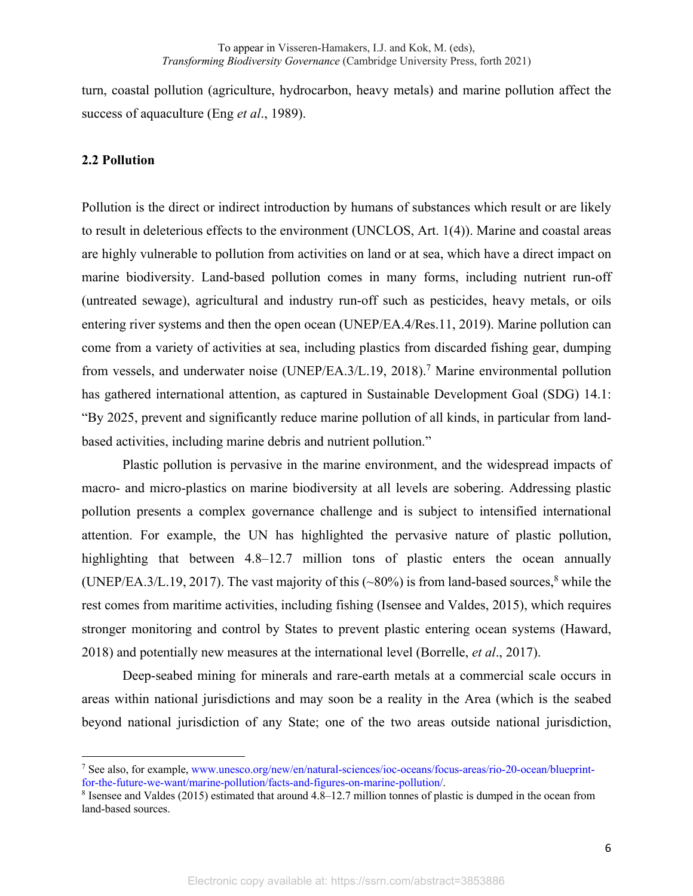turn, coastal pollution (agriculture, hydrocarbon, heavy metals) and marine pollution affect the success of aquaculture (Eng *et al*., 1989).

### 2.2 Pollution

Pollution is the direct or indirect introduction by humans of substances which result or are likely to result in deleterious effects to the environment (UNCLOS, Art. 1(4)). Marine and coastal areas are highly vulnerable to pollution from activities on land or at sea, which have a direct impact on marine biodiversity. Land-based pollution comes in many forms, including nutrient run-off (untreated sewage), agricultural and industry run-off such as pesticides, heavy metals, or oils entering river systems and then the open ocean (UNEP/EA.4/Res.11, 2019). Marine pollution can come from a variety of activities at sea, including plastics from discarded fishing gear, dumping from vessels, and underwater noise (UNEP/EA.3/L.19, 2018).[7] Marine environmental pollution has gathered international attention, as captured in Sustainable Development Goal (SDG) 14.1: "By 2025, prevent and significantly reduce marine pollution of all kinds, in particular from land-based activities, including marine debris and nutrient pollution."

Plastic pollution is pervasive in the marine environment, and the widespread impacts of macro- and micro-plastics on marine biodiversity at all levels are sobering. Addressing plastic pollution presents a complex governance challenge and is subject to intensified international attention. For example, the UN has highlighted the pervasive nature of plastic pollution, highlighting that between 4.8–12.7 million tons of plastic enters the ocean annually (UNEP/EA.3/L.19, 2017). The vast majority of this (~80%) is from land-based sources,[8] while the rest comes from maritime activities, including fishing (Isensee and Valdes, 2015), which requires stronger monitoring and control by States to prevent plastic entering ocean systems (Haward, 2018) and potentially new measures at the international level (Borrelle, *et al*., 2017).

Deep-seabed mining for minerals and rare-earth metals at a commercial scale occurs in areas within national jurisdictions and may soon be a reality in the Area (which is the seabed beyond national jurisdiction of any State; one of the two areas outside national jurisdiction,

---

[7] See also, for example, www.unesco.org/new/en/natural-sciences/ioc-oceans/focus-areas/rio-20-ocean/blueprint-for-the-future-we-want/marine-pollution/facts-and-figures-on-marine-pollution/.

[8] Isensee and Valdes (2015) estimated that around 4.8–12.7 million tonnes of plastic is dumped in the ocean from land-based sources.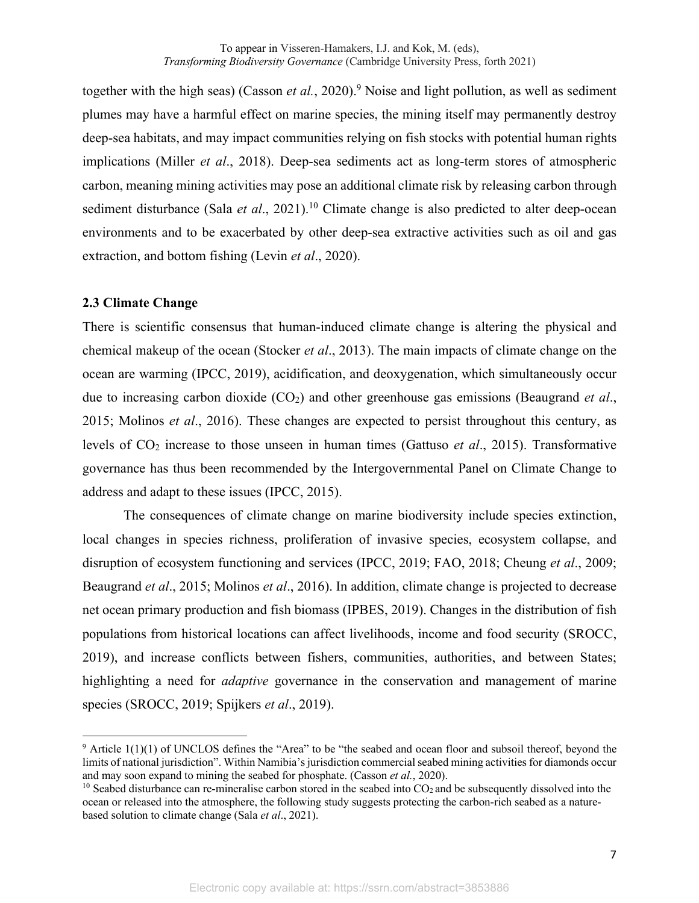together with the high seas) (Casson *et al.*, 2020).[9] Noise and light pollution, as well as sediment plumes may have a harmful effect on marine species, the mining itself may permanently destroy deep-sea habitats, and may impact communities relying on fish stocks with potential human rights implications (Miller *et al*., 2018). Deep-sea sediments act as long-term stores of atmospheric carbon, meaning mining activities may pose an additional climate risk by releasing carbon through sediment disturbance (Sala *et al*., 2021).[10] Climate change is also predicted to alter deep-ocean environments and to be exacerbated by other deep-sea extractive activities such as oil and gas extraction, and bottom fishing (Levin *et al*., 2020).

### 2.3 Climate Change

There is scientific consensus that human-induced climate change is altering the physical and chemical makeup of the ocean (Stocker *et al*., 2013). The main impacts of climate change on the ocean are warming (IPCC, 2019), acidification, and deoxygenation, which simultaneously occur due to increasing carbon dioxide ($CO_2$) and other greenhouse gas emissions (Beaugrand *et al*., 2015; Molinos *et al*., 2016). These changes are expected to persist throughout this century, as levels of $CO_2$ increase to those unseen in human times (Gattuso *et al*., 2015). Transformative governance has thus been recommended by the Intergovernmental Panel on Climate Change to address and adapt to these issues (IPCC, 2015).

The consequences of climate change on marine biodiversity include species extinction, local changes in species richness, proliferation of invasive species, ecosystem collapse, and disruption of ecosystem functioning and services (IPCC, 2019; FAO, 2018; Cheung *et al*., 2009; Beaugrand *et al*., 2015; Molinos *et al*., 2016). In addition, climate change is projected to decrease net ocean primary production and fish biomass (IPBES, 2019). Changes in the distribution of fish populations from historical locations can affect livelihoods, income and food security (SROCC, 2019), and increase conflicts between fishers, communities, authorities, and between States; highlighting a need for *adaptive* governance in the conservation and management of marine species (SROCC, 2019; Spijkers *et al*., 2019).

---

[9] Article 1(1)(1) of UNCLOS defines the "Area" to be "the seabed and ocean floor and subsoil thereof, beyond the limits of national jurisdiction". Within Namibia's jurisdiction commercial seabed mining activities for diamonds occur and may soon expand to mining the seabed for phosphate. (Casson *et al.*, 2020).

[10] Seabed disturbance can re-mineralise carbon stored in the seabed into $CO_2$ and be subsequently dissolved into the ocean or released into the atmosphere, the following study suggests protecting the carbon-rich seabed as a nature-based solution to climate change (Sala *et al*., 2021).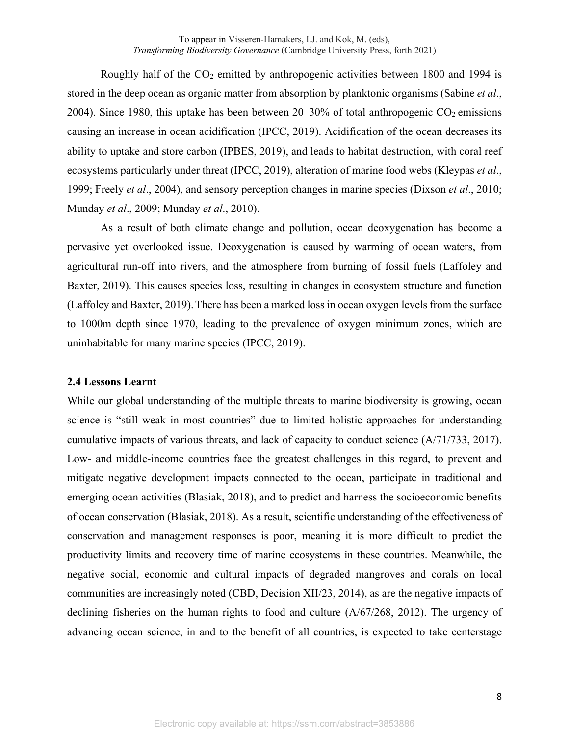Roughly half of the $CO_2$ emitted by anthropogenic activities between 1800 and 1994 is stored in the deep ocean as organic matter from absorption by planktonic organisms (Sabine *et al*., 2004). Since 1980, this uptake has been between 20–30% of total anthropogenic $CO_2$ emissions causing an increase in ocean acidification (IPCC, 2019). Acidification of the ocean decreases its ability to uptake and store carbon (IPBES, 2019), and leads to habitat destruction, with coral reef ecosystems particularly under threat (IPCC, 2019), alteration of marine food webs (Kleypas *et al*., 1999; Freely *et al*., 2004), and sensory perception changes in marine species (Dixson *et al*., 2010; Munday *et al*., 2009; Munday *et al*., 2010).

As a result of both climate change and pollution, ocean deoxygenation has become a pervasive yet overlooked issue. Deoxygenation is caused by warming of ocean waters, from agricultural run-off into rivers, and the atmosphere from burning of fossil fuels (Laffoley and Baxter, 2019). This causes species loss, resulting in changes in ecosystem structure and function (Laffoley and Baxter, 2019). There has been a marked loss in ocean oxygen levels from the surface to 1000m depth since 1970, leading to the prevalence of oxygen minimum zones, which are uninhabitable for many marine species (IPCC, 2019).

### 2.4 Lessons Learnt

While our global understanding of the multiple threats to marine biodiversity is growing, ocean science is "still weak in most countries" due to limited holistic approaches for understanding cumulative impacts of various threats, and lack of capacity to conduct science (A/71/733, 2017). Low- and middle-income countries face the greatest challenges in this regard, to prevent and mitigate negative development impacts connected to the ocean, participate in traditional and emerging ocean activities (Blasiak, 2018), and to predict and harness the socioeconomic benefits of ocean conservation (Blasiak, 2018). As a result, scientific understanding of the effectiveness of conservation and management responses is poor, meaning it is more difficult to predict the productivity limits and recovery time of marine ecosystems in these countries. Meanwhile, the negative social, economic and cultural impacts of degraded mangroves and corals on local communities are increasingly noted (CBD, Decision XII/23, 2014), as are the negative impacts of declining fisheries on the human rights to food and culture (A/67/268, 2012). The urgency of advancing ocean science, in and to the benefit of all countries, is expected to take centerstage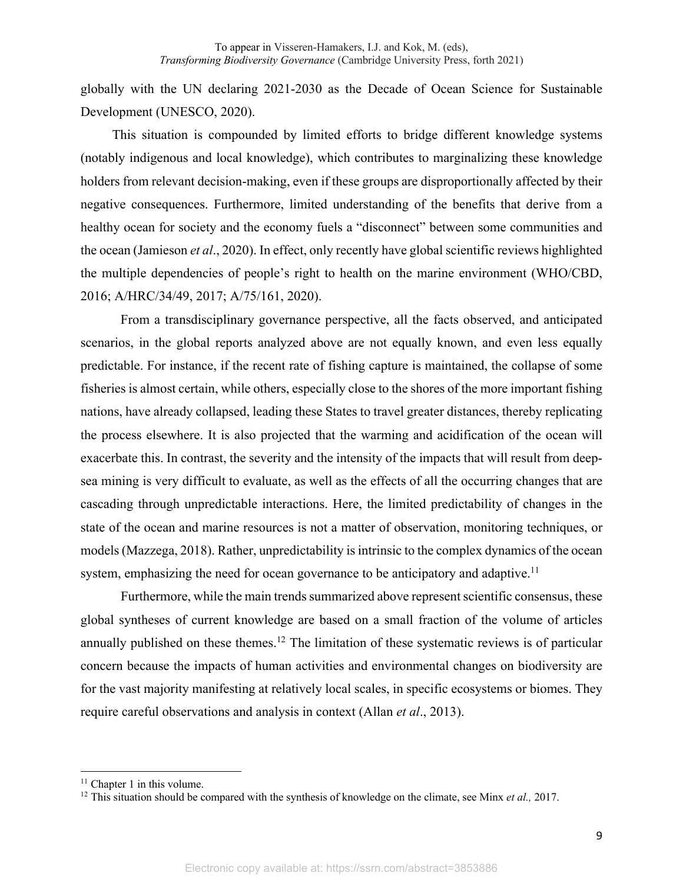globally with the UN declaring 2021-2030 as the Decade of Ocean Science for Sustainable Development (UNESCO, 2020).

This situation is compounded by limited efforts to bridge different knowledge systems (notably indigenous and local knowledge), which contributes to marginalizing these knowledge holders from relevant decision-making, even if these groups are disproportionally affected by their negative consequences. Furthermore, limited understanding of the benefits that derive from a healthy ocean for society and the economy fuels a "disconnect" between some communities and the ocean (Jamieson *et al*., 2020). In effect, only recently have global scientific reviews highlighted the multiple dependencies of people's right to health on the marine environment (WHO/CBD, 2016; A/HRC/34/49, 2017; A/75/161, 2020).

From a transdisciplinary governance perspective, all the facts observed, and anticipated scenarios, in the global reports analyzed above are not equally known, and even less equally predictable. For instance, if the recent rate of fishing capture is maintained, the collapse of some fisheries is almost certain, while others, especially close to the shores of the more important fishing nations, have already collapsed, leading these States to travel greater distances, thereby replicating the process elsewhere. It is also projected that the warming and acidification of the ocean will exacerbate this. In contrast, the severity and the intensity of the impacts that will result from deep-sea mining is very difficult to evaluate, as well as the effects of all the occurring changes that are cascading through unpredictable interactions. Here, the limited predictability of changes in the state of the ocean and marine resources is not a matter of observation, monitoring techniques, or models (Mazzega, 2018). Rather, unpredictability is intrinsic to the complex dynamics of the ocean system, emphasizing the need for ocean governance to be anticipatory and adaptive.[11]

Furthermore, while the main trends summarized above represent scientific consensus, these global syntheses of current knowledge are based on a small fraction of the volume of articles annually published on these themes.[12] The limitation of these systematic reviews is of particular concern because the impacts of human activities and environmental changes on biodiversity are for the vast majority manifesting at relatively local scales, in specific ecosystems or biomes. They require careful observations and analysis in context (Allan *et al*., 2013).

---

[11] Chapter 1 in this volume.

[12] This situation should be compared with the synthesis of knowledge on the climate, see Minx *et al.,* 2017.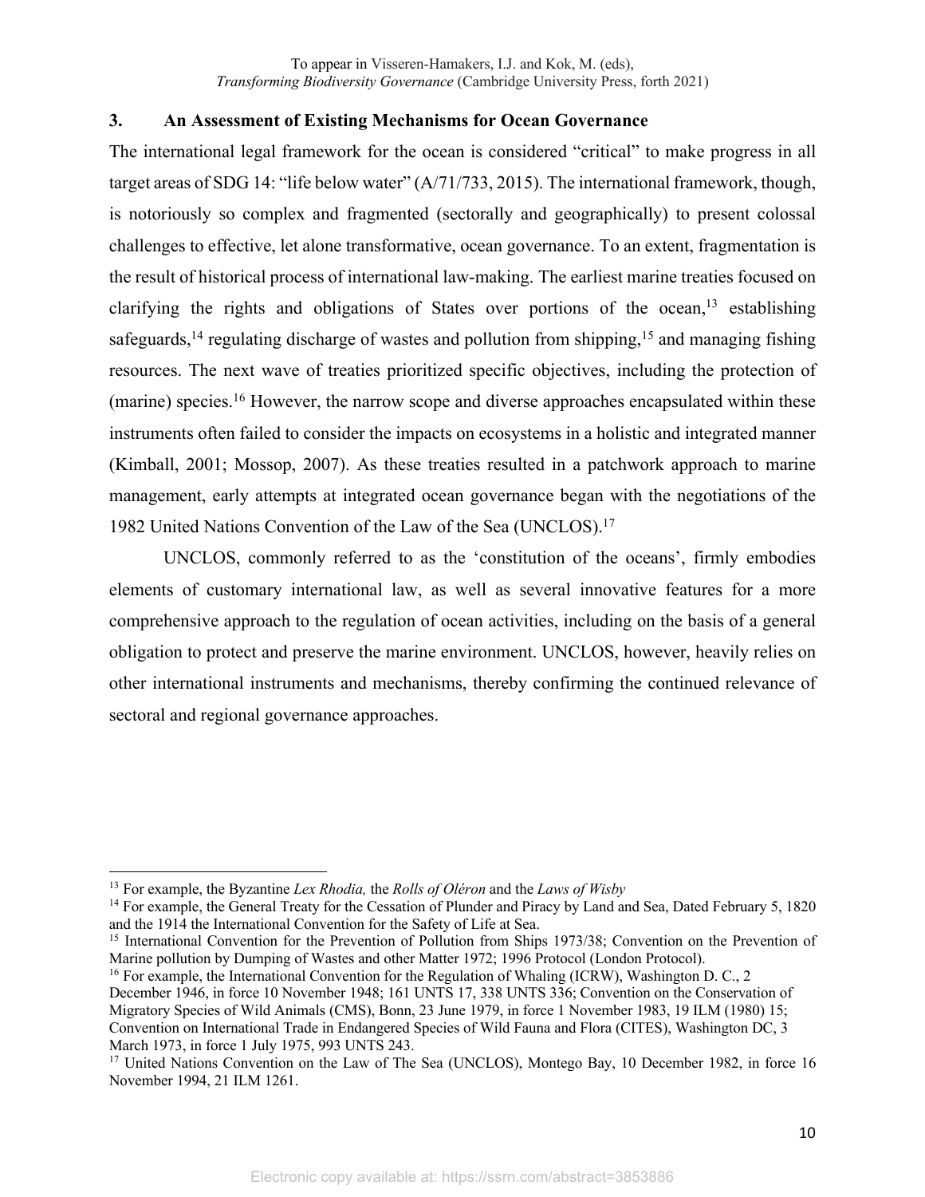## 3. An Assessment of Existing Mechanisms for Ocean Governance

The international legal framework for the ocean is considered "critical" to make progress in all target areas of SDG 14: "life below water" (A/71/733, 2015). The international framework, though, is notoriously so complex and fragmented (sectorally and geographically) to present colossal challenges to effective, let alone transformative, ocean governance. To an extent, fragmentation is the result of historical process of international law-making. The earliest marine treaties focused on clarifying the rights and obligations of States over portions of the ocean,[13] establishing safeguards,[14] regulating discharge of wastes and pollution from shipping,[15] and managing fishing resources. The next wave of treaties prioritized specific objectives, including the protection of (marine) species.[16] However, the narrow scope and diverse approaches encapsulated within these instruments often failed to consider the impacts on ecosystems in a holistic and integrated manner (Kimball, 2001; Mossop, 2007). As these treaties resulted in a patchwork approach to marine management, early attempts at integrated ocean governance began with the negotiations of the 1982 United Nations Convention of the Law of the Sea (UNCLOS).[17]

UNCLOS, commonly referred to as the 'constitution of the oceans', firmly embodies elements of customary international law, as well as several innovative features for a more comprehensive approach to the regulation of ocean activities, including on the basis of a general obligation to protect and preserve the marine environment. UNCLOS, however, heavily relies on other international instruments and mechanisms, thereby confirming the continued relevance of sectoral and regional governance approaches.

---

[13] For example, the Byzantine *Lex Rhodia,* the *Rolls of Oléron* and the *Laws of Wisby*

[14] For example, the General Treaty for the Cessation of Plunder and Piracy by Land and Sea, Dated February 5, 1820 and the 1914 the International Convention for the Safety of Life at Sea.

[15] International Convention for the Prevention of Pollution from Ships 1973/38; Convention on the Prevention of Marine pollution by Dumping of Wastes and other Matter 1972; 1996 Protocol (London Protocol).

[16] For example, the International Convention for the Regulation of Whaling (ICRW), Washington D. C., 2 December 1946, in force 10 November 1948; 161 UNTS 17, 338 UNTS 336; Convention on the Conservation of Migratory Species of Wild Animals (CMS), Bonn, 23 June 1979, in force 1 November 1983, 19 ILM (1980) 15; Convention on International Trade in Endangered Species of Wild Fauna and Flora (CITES), Washington DC, 3 March 1973, in force 1 July 1975, 993 UNTS 243.

[17] United Nations Convention on the Law of The Sea (UNCLOS), Montego Bay, 10 December 1982, in force 16 November 1994, 21 ILM 1261.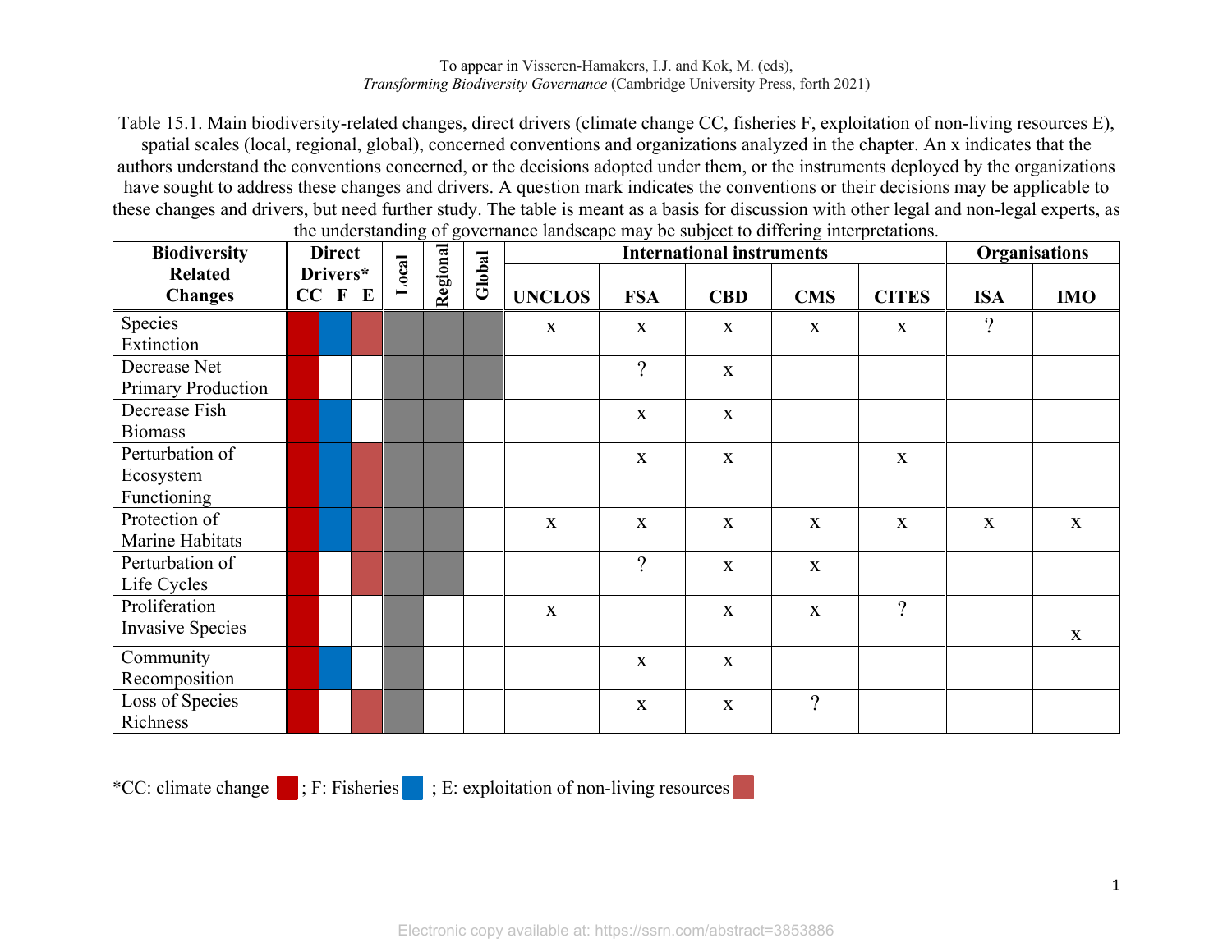Table 15.1. Main biodiversity-related changes, direct drivers (climate change CC, fisheries F, exploitation of non-living resources E), spatial scales (local, regional, global), concerned conventions and organizations analyzed in the chapter. An x indicates that the authors understand the conventions concerned, or the decisions adopted under them, or the instruments deployed by the organizations have sought to address these changes and drivers. A question mark indicates the conventions or their decisions may be applicable to these changes and drivers, but need further study. The table is meant as a basis for discussion with other legal and non-legal experts, as the understanding of governance landscape may be subject to differing interpretations.

| Biodiversity Related Changes | Direct Drivers* | | | Local | Regional | Global | International instruments | | | | | Organisations | |
|---|---|---|---|---|---|---|---|---|---|---|---|---|---|
| | CC | F | E | | | | UNCLOS | FSA | CBD | CMS | CITES | ISA | IMO |
| Species Extinction | ■ | ■ | ■ | ■ | ■ | ■ | x | x | x | x | x | ? | |
| Decrease Net Primary Production | ■ | | | ■ | ■ | ■ | | ? | x | | | | |
| Decrease Fish Biomass | ■ | ■ | | ■ | ■ | | | x | x | | | | |
| Perturbation of Ecosystem Functioning | ■ | ■ | ■ | ■ | ■ | | | x | x | | x | | |
| Protection of Marine Habitats | ■ | ■ | ■ | ■ | ■ | | x | x | x | x | x | x | x |
| Perturbation of Life Cycles | ■ | | ■ | ■ | ■ | | | ? | x | x | | | |
| Proliferation Invasive Species | ■ | | | ■ | | | x | | x | x | ? | | x |
| Community Recomposition | ■ | ■ | | ■ | | | | x | x | | | | |
| Loss of Species Richness | ■ | | ■ | ■ | | | | x | x | ? | | | |

*CC: climate change ■ ; F: Fisheries ■ ; E: exploitation of non-living resources ■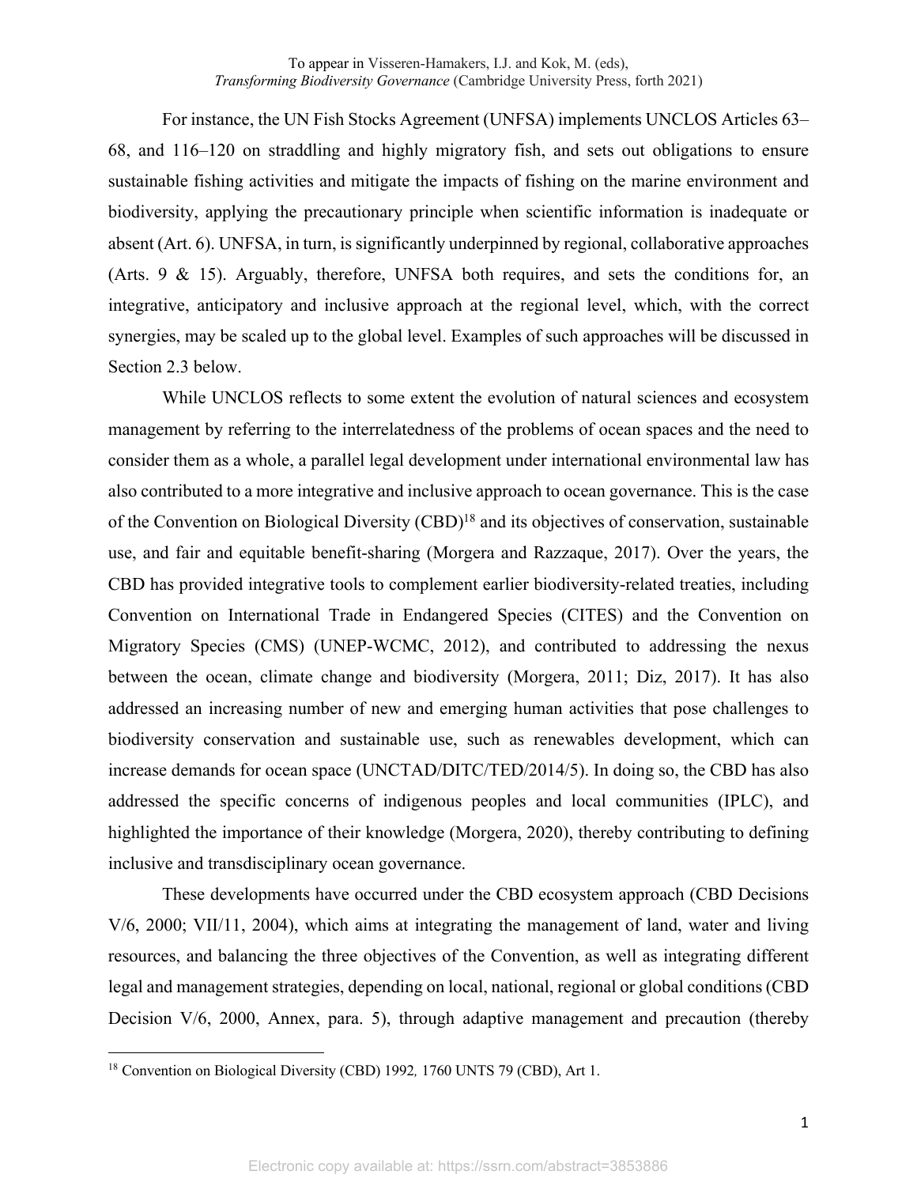For instance, the UN Fish Stocks Agreement (UNFSA) implements UNCLOS Articles 63–68, and 116–120 on straddling and highly migratory fish, and sets out obligations to ensure sustainable fishing activities and mitigate the impacts of fishing on the marine environment and biodiversity, applying the precautionary principle when scientific information is inadequate or absent (Art. 6). UNFSA, in turn, is significantly underpinned by regional, collaborative approaches (Arts. 9 & 15). Arguably, therefore, UNFSA both requires, and sets the conditions for, an integrative, anticipatory and inclusive approach at the regional level, which, with the correct synergies, may be scaled up to the global level. Examples of such approaches will be discussed in Section 2.3 below.

While UNCLOS reflects to some extent the evolution of natural sciences and ecosystem management by referring to the interrelatedness of the problems of ocean spaces and the need to consider them as a whole, a parallel legal development under international environmental law has also contributed to a more integrative and inclusive approach to ocean governance. This is the case of the Convention on Biological Diversity (CBD)[18] and its objectives of conservation, sustainable use, and fair and equitable benefit-sharing (Morgera and Razzaque, 2017). Over the years, the CBD has provided integrative tools to complement earlier biodiversity-related treaties, including Convention on International Trade in Endangered Species (CITES) and the Convention on Migratory Species (CMS) (UNEP-WCMC, 2012), and contributed to addressing the nexus between the ocean, climate change and biodiversity (Morgera, 2011; Diz, 2017). It has also addressed an increasing number of new and emerging human activities that pose challenges to biodiversity conservation and sustainable use, such as renewables development, which can increase demands for ocean space (UNCTAD/DITC/TED/2014/5). In doing so, the CBD has also addressed the specific concerns of indigenous peoples and local communities (IPLC), and highlighted the importance of their knowledge (Morgera, 2020), thereby contributing to defining inclusive and transdisciplinary ocean governance.

These developments have occurred under the CBD ecosystem approach (CBD Decisions V/6, 2000; VII/11, 2004), which aims at integrating the management of land, water and living resources, and balancing the three objectives of the Convention, as well as integrating different legal and management strategies, depending on local, national, regional or global conditions (CBD Decision V/6, 2000, Annex, para. 5), through adaptive management and precaution (thereby

[18] Convention on Biological Diversity (CBD) 1992, 1760 UNTS 79 (CBD), Art 1.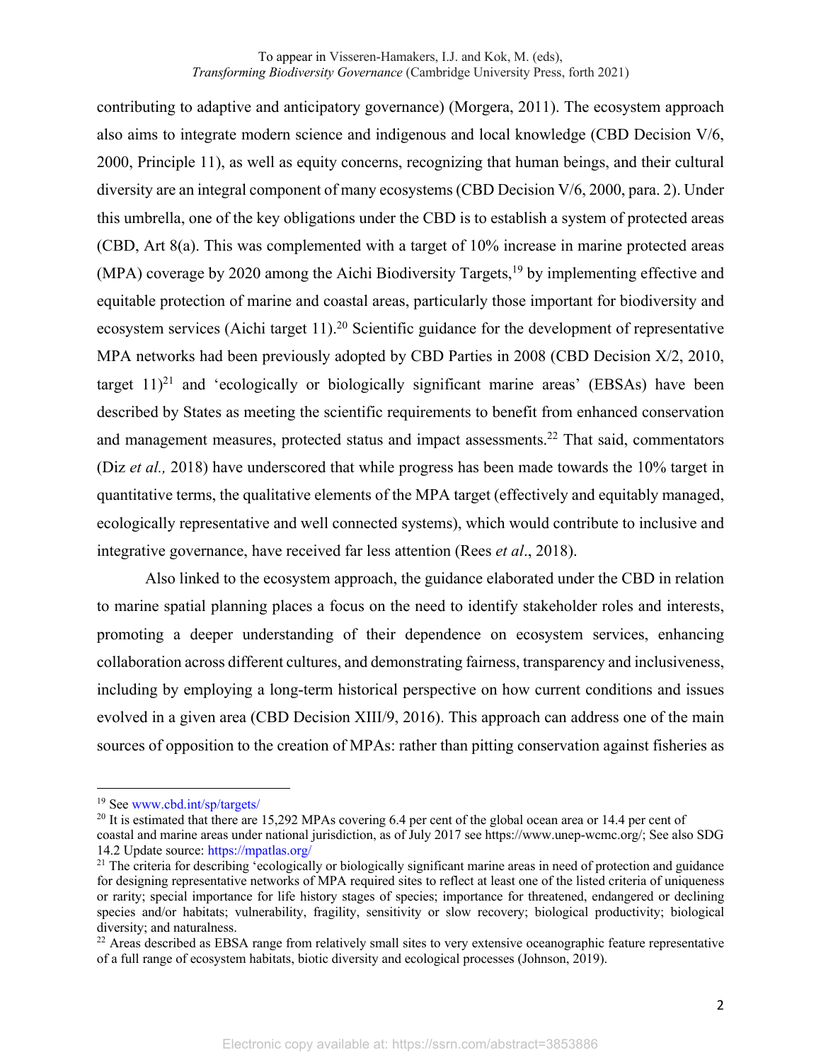contributing to adaptive and anticipatory governance) (Morgera, 2011). The ecosystem approach also aims to integrate modern science and indigenous and local knowledge (CBD Decision V/6, 2000, Principle 11), as well as equity concerns, recognizing that human beings, and their cultural diversity are an integral component of many ecosystems (CBD Decision V/6, 2000, para. 2). Under this umbrella, one of the key obligations under the CBD is to establish a system of protected areas (CBD, Art 8(a). This was complemented with a target of 10% increase in marine protected areas (MPA) coverage by 2020 among the Aichi Biodiversity Targets,[19] by implementing effective and equitable protection of marine and coastal areas, particularly those important for biodiversity and ecosystem services (Aichi target 11).[20] Scientific guidance for the development of representative MPA networks had been previously adopted by CBD Parties in 2008 (CBD Decision X/2, 2010, target 11)[21] and 'ecologically or biologically significant marine areas' (EBSAs) have been described by States as meeting the scientific requirements to benefit from enhanced conservation and management measures, protected status and impact assessments.[22] That said, commentators (Diz *et al.,* 2018) have underscored that while progress has been made towards the 10% target in quantitative terms, the qualitative elements of the MPA target (effectively and equitably managed, ecologically representative and well connected systems), which would contribute to inclusive and integrative governance, have received far less attention (Rees *et al*., 2018).

Also linked to the ecosystem approach, the guidance elaborated under the CBD in relation to marine spatial planning places a focus on the need to identify stakeholder roles and interests, promoting a deeper understanding of their dependence on ecosystem services, enhancing collaboration across different cultures, and demonstrating fairness, transparency and inclusiveness, including by employing a long-term historical perspective on how current conditions and issues evolved in a given area (CBD Decision XIII/9, 2016). This approach can address one of the main sources of opposition to the creation of MPAs: rather than pitting conservation against fisheries as

---

[19] See www.cbd.int/sp/targets/

[20] It is estimated that there are 15,292 MPAs covering 6.4 per cent of the global ocean area or 14.4 per cent of coastal and marine areas under national jurisdiction, as of July 2017 see https://www.unep-wcmc.org/; See also SDG 14.2 Update source: https://mpatlas.org/

[21] The criteria for describing 'ecologically or biologically significant marine areas in need of protection and guidance for designing representative networks of MPA required sites to reflect at least one of the listed criteria of uniqueness or rarity; special importance for life history stages of species; importance for threatened, endangered or declining species and/or habitats; vulnerability, fragility, sensitivity or slow recovery; biological productivity; biological diversity; and naturalness.

[22] Areas described as EBSA range from relatively small sites to very extensive oceanographic feature representative of a full range of ecosystem habitats, biotic diversity and ecological processes (Johnson, 2019).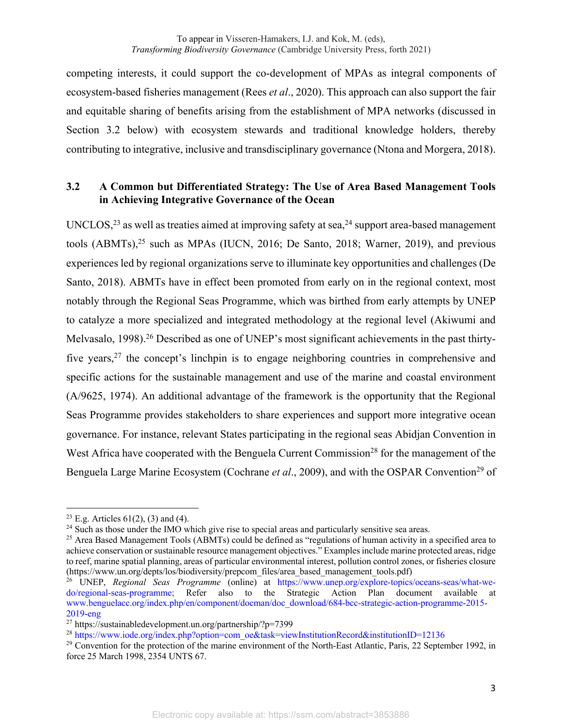competing interests, it could support the co-development of MPAs as integral components of ecosystem-based fisheries management (Rees *et al*., 2020). This approach can also support the fair and equitable sharing of benefits arising from the establishment of MPA networks (discussed in Section 3.2 below) with ecosystem stewards and traditional knowledge holders, thereby contributing to integrative, inclusive and transdisciplinary governance (Ntona and Morgera, 2018).

### 3.2 A Common but Differentiated Strategy: The Use of Area Based Management Tools in Achieving Integrative Governance of the Ocean

UNCLOS,[23] as well as treaties aimed at improving safety at sea,[24] support area-based management tools (ABMTs),[25] such as MPAs (IUCN, 2016; De Santo, 2018; Warner, 2019), and previous experiences led by regional organizations serve to illuminate key opportunities and challenges (De Santo, 2018). ABMTs have in effect been promoted from early on in the regional context, most notably through the Regional Seas Programme, which was birthed from early attempts by UNEP to catalyze a more specialized and integrated methodology at the regional level (Akiwumi and Melvasalo, 1998).[26] Described as one of UNEP's most significant achievements in the past thirty-five years,[27] the concept's linchpin is to engage neighboring countries in comprehensive and specific actions for the sustainable management and use of the marine and coastal environment (A/9625, 1974). An additional advantage of the framework is the opportunity that the Regional Seas Programme provides stakeholders to share experiences and support more integrative ocean governance. For instance, relevant States participating in the regional seas Abidjan Convention in West Africa have cooperated with the Benguela Current Commission[28] for the management of the Benguela Large Marine Ecosystem (Cochrane *et al*., 2009), and with the OSPAR Convention[29] of

---

[23] E.g. Articles 61(2), (3) and (4).

[24] Such as those under the IMO which give rise to special areas and particularly sensitive sea areas.

[25] Area Based Management Tools (ABMTs) could be defined as "regulations of human activity in a specified area to achieve conservation or sustainable resource management objectives." Examples include marine protected areas, ridge to reef, marine spatial planning, areas of particular environmental interest, pollution control zones, or fisheries closure (https://www.un.org/depts/los/biodiversity/prepcom_files/area_based_management_tools.pdf)

[26] UNEP, *Regional Seas Programme* (online) at https://www.unep.org/explore-topics/oceans-seas/what-we-do/regional-seas-programme; Refer also to the Strategic Action Plan document available at www.benguelacc.org/index.php/en/component/docman/doc_download/684-bcc-strategic-action-programme-2015-2019-eng

[27] https://sustainabledevelopment.un.org/partnership/?p=7399

[28] https://www.iode.org/index.php?option=com_oe&task=viewInstitutionRecord&institutionID=12136

[29] Convention for the protection of the marine environment of the North-East Atlantic, Paris, 22 September 1992, in force 25 March 1998, 2354 UNTS 67.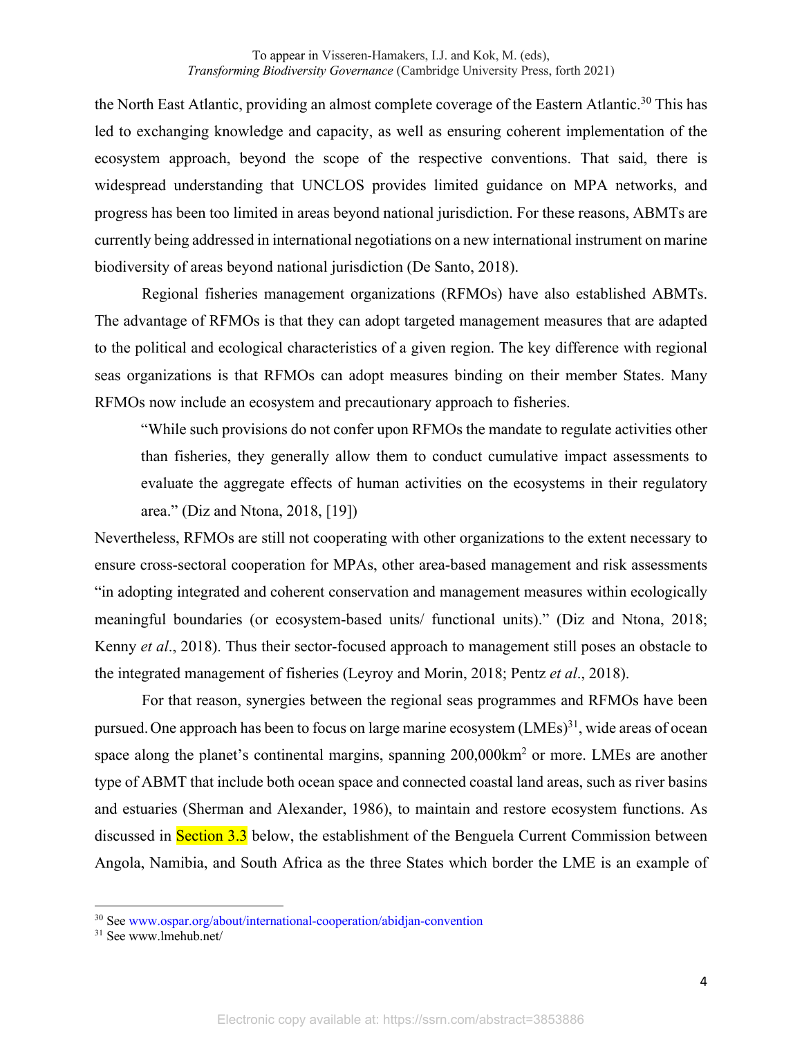the North East Atlantic, providing an almost complete coverage of the Eastern Atlantic.[30] This has led to exchanging knowledge and capacity, as well as ensuring coherent implementation of the ecosystem approach, beyond the scope of the respective conventions. That said, there is widespread understanding that UNCLOS provides limited guidance on MPA networks, and progress has been too limited in areas beyond national jurisdiction. For these reasons, ABMTs are currently being addressed in international negotiations on a new international instrument on marine biodiversity of areas beyond national jurisdiction (De Santo, 2018).

Regional fisheries management organizations (RFMOs) have also established ABMTs. The advantage of RFMOs is that they can adopt targeted management measures that are adapted to the political and ecological characteristics of a given region. The key difference with regional seas organizations is that RFMOs can adopt measures binding on their member States. Many RFMOs now include an ecosystem and precautionary approach to fisheries.

> "While such provisions do not confer upon RFMOs the mandate to regulate activities other than fisheries, they generally allow them to conduct cumulative impact assessments to evaluate the aggregate effects of human activities on the ecosystems in their regulatory area." (Diz and Ntona, 2018, [19])

Nevertheless, RFMOs are still not cooperating with other organizations to the extent necessary to ensure cross-sectoral cooperation for MPAs, other area-based management and risk assessments "in adopting integrated and coherent conservation and management measures within ecologically meaningful boundaries (or ecosystem-based units/ functional units)." (Diz and Ntona, 2018; Kenny *et al*., 2018). Thus their sector-focused approach to management still poses an obstacle to the integrated management of fisheries (Leyroy and Morin, 2018; Pentz *et al*., 2018).

For that reason, synergies between the regional seas programmes and RFMOs have been pursued. One approach has been to focus on large marine ecosystem (LMEs)[31], wide areas of ocean space along the planet's continental margins, spanning 200,000km$^2$ or more. LMEs are another type of ABMT that include both ocean space and connected coastal land areas, such as river basins and estuaries (Sherman and Alexander, 1986), to maintain and restore ecosystem functions. As discussed in Section 3.3 below, the establishment of the Benguela Current Commission between Angola, Namibia, and South Africa as the three States which border the LME is an example of

[30] See www.ospar.org/about/international-cooperation/abidjan-convention

[31] See www.lmehub.net/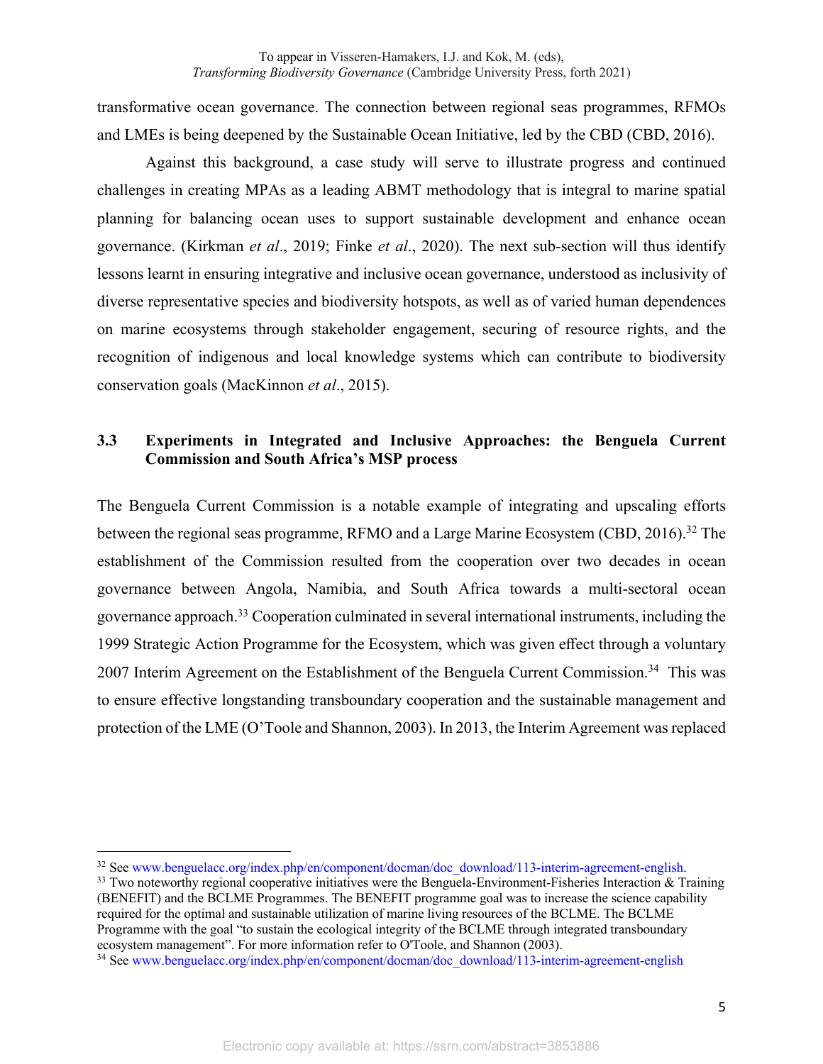transformative ocean governance. The connection between regional seas programmes, RFMOs and LMEs is being deepened by the Sustainable Ocean Initiative, led by the CBD (CBD, 2016).

Against this background, a case study will serve to illustrate progress and continued challenges in creating MPAs as a leading ABMT methodology that is integral to marine spatial planning for balancing ocean uses to support sustainable development and enhance ocean governance. (Kirkman *et al*., 2019; Finke *et al*., 2020). The next sub-section will thus identify lessons learnt in ensuring integrative and inclusive ocean governance, understood as inclusivity of diverse representative species and biodiversity hotspots, as well as of varied human dependences on marine ecosystems through stakeholder engagement, securing of resource rights, and the recognition of indigenous and local knowledge systems which can contribute to biodiversity conservation goals (MacKinnon *et al*., 2015).

### 3.3 Experiments in Integrated and Inclusive Approaches: the Benguela Current Commission and South Africa's MSP process

The Benguela Current Commission is a notable example of integrating and upscaling efforts between the regional seas programme, RFMO and a Large Marine Ecosystem (CBD, 2016).[32] The establishment of the Commission resulted from the cooperation over two decades in ocean governance between Angola, Namibia, and South Africa towards a multi-sectoral ocean governance approach.[33] Cooperation culminated in several international instruments, including the 1999 Strategic Action Programme for the Ecosystem, which was given effect through a voluntary 2007 Interim Agreement on the Establishment of the Benguela Current Commission.[34] This was to ensure effective longstanding transboundary cooperation and the sustainable management and protection of the LME (O'Toole and Shannon, 2003). In 2013, the Interim Agreement was replaced

---

[32] See www.benguelacc.org/index.php/en/component/docman/doc_download/113-interim-agreement-english.

[33] Two noteworthy regional cooperative initiatives were the Benguela-Environment-Fisheries Interaction & Training (BENEFIT) and the BCLME Programmes. The BENEFIT programme goal was to increase the science capability required for the optimal and sustainable utilization of marine living resources of the BCLME. The BCLME Programme with the goal "to sustain the ecological integrity of the BCLME through integrated transboundary ecosystem management". For more information refer to O'Toole, and Shannon (2003).

[34] See www.benguelacc.org/index.php/en/component/docman/doc_download/113-interim-agreement-english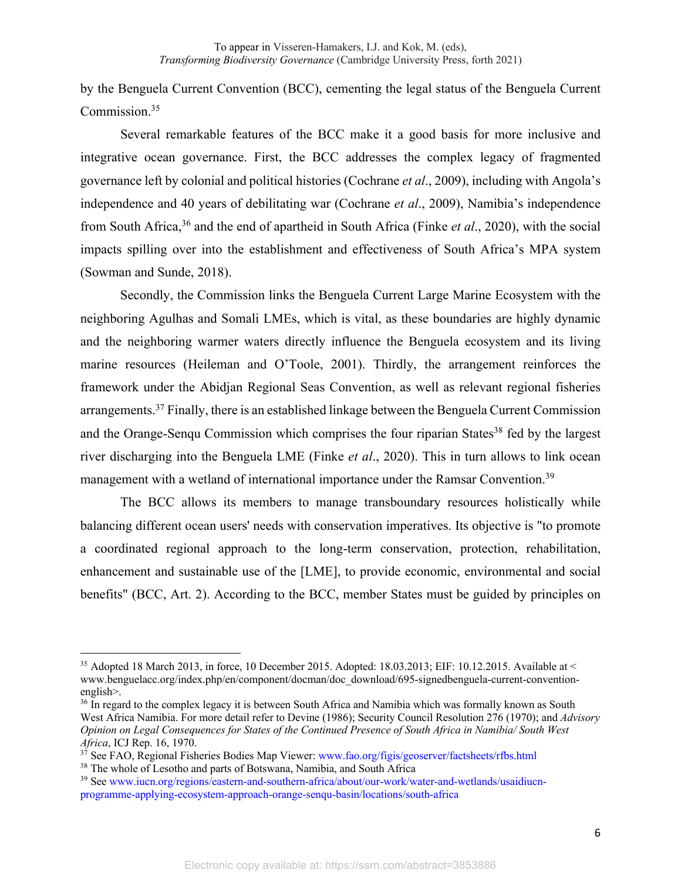by the Benguela Current Convention (BCC), cementing the legal status of the Benguela Current Commission.[35]

Several remarkable features of the BCC make it a good basis for more inclusive and integrative ocean governance. First, the BCC addresses the complex legacy of fragmented governance left by colonial and political histories (Cochrane *et al*., 2009), including with Angola's independence and 40 years of debilitating war (Cochrane *et al*., 2009), Namibia's independence from South Africa,[36] and the end of apartheid in South Africa (Finke *et al*., 2020), with the social impacts spilling over into the establishment and effectiveness of South Africa's MPA system (Sowman and Sunde, 2018).

Secondly, the Commission links the Benguela Current Large Marine Ecosystem with the neighboring Agulhas and Somali LMEs, which is vital, as these boundaries are highly dynamic and the neighboring warmer waters directly influence the Benguela ecosystem and its living marine resources (Heileman and O'Toole, 2001). Thirdly, the arrangement reinforces the framework under the Abidjan Regional Seas Convention, as well as relevant regional fisheries arrangements.[37] Finally, there is an established linkage between the Benguela Current Commission and the Orange-Senqu Commission which comprises the four riparian States[38] fed by the largest river discharging into the Benguela LME (Finke *et al*., 2020). This in turn allows to link ocean management with a wetland of international importance under the Ramsar Convention.[39]

The BCC allows its members to manage transboundary resources holistically while balancing different ocean users' needs with conservation imperatives. Its objective is "to promote a coordinated regional approach to the long-term conservation, protection, rehabilitation, enhancement and sustainable use of the [LME], to provide economic, environmental and social benefits" (BCC, Art. 2). According to the BCC, member States must be guided by principles on

---

[35] Adopted 18 March 2013, in force, 10 December 2015. Adopted: 18.03.2013; EIF: 10.12.2015. Available at < www.benguelacc.org/index.php/en/component/docman/doc_download/695-signedbenguela-current-convention-english>.

[36] In regard to the complex legacy it is between South Africa and Namibia which was formally known as South West Africa Namibia. For more detail refer to Devine (1986); Security Council Resolution 276 (1970); and *Advisory Opinion on Legal Consequences for States of the Continued Presence of South Africa in Namibia/ South West Africa*, ICJ Rep. 16, 1970.

[37] See FAO, Regional Fisheries Bodies Map Viewer: www.fao.org/figis/geoserver/factsheets/rfbs.html

[38] The whole of Lesotho and parts of Botswana, Namibia, and South Africa

[39] See www.iucn.org/regions/eastern-and-southern-africa/about/our-work/water-and-wetlands/usaidiucn-programme-applying-ecosystem-approach-orange-senqu-basin/locations/south-africa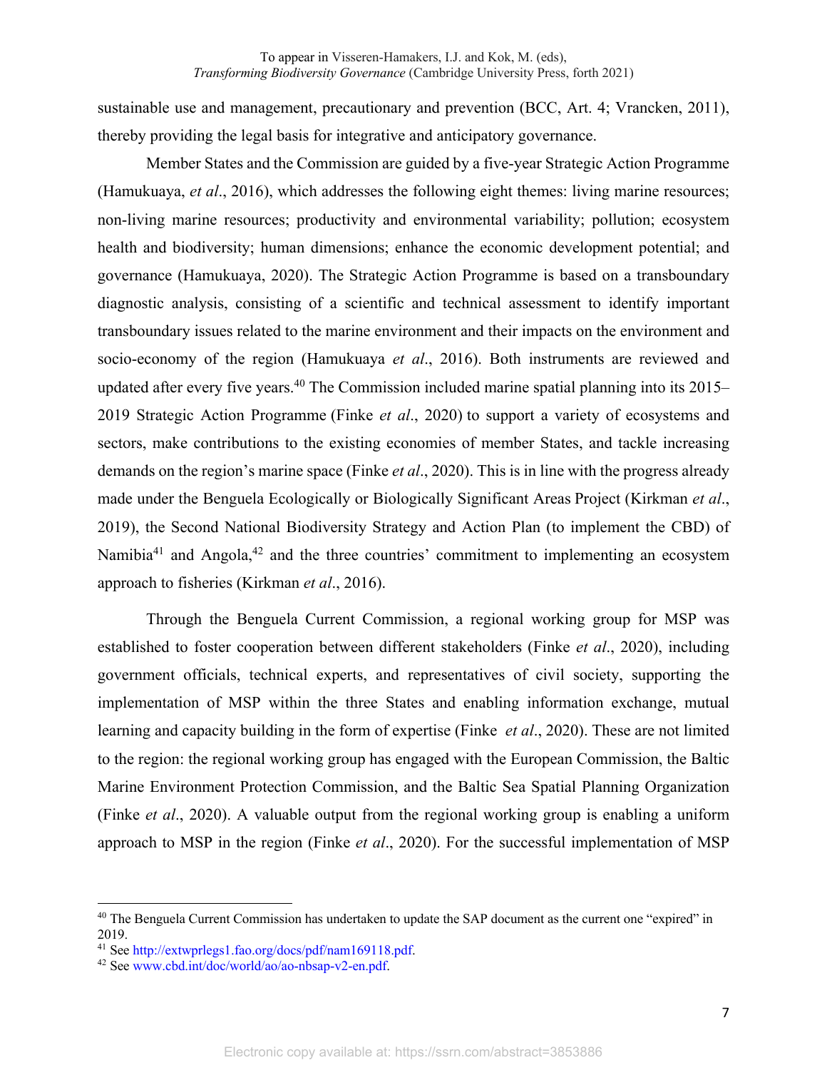sustainable use and management, precautionary and prevention (BCC, Art. 4; Vrancken, 2011), thereby providing the legal basis for integrative and anticipatory governance.

Member States and the Commission are guided by a five-year Strategic Action Programme (Hamukuaya, *et al*., 2016), which addresses the following eight themes: living marine resources; non-living marine resources; productivity and environmental variability; pollution; ecosystem health and biodiversity; human dimensions; enhance the economic development potential; and governance (Hamukuaya, 2020). The Strategic Action Programme is based on a transboundary diagnostic analysis, consisting of a scientific and technical assessment to identify important transboundary issues related to the marine environment and their impacts on the environment and socio-economy of the region (Hamukuaya *et al*., 2016). Both instruments are reviewed and updated after every five years.[40] The Commission included marine spatial planning into its 2015–2019 Strategic Action Programme (Finke *et al*., 2020) to support a variety of ecosystems and sectors, make contributions to the existing economies of member States, and tackle increasing demands on the region's marine space (Finke *et al*., 2020). This is in line with the progress already made under the Benguela Ecologically or Biologically Significant Areas Project (Kirkman *et al*., 2019), the Second National Biodiversity Strategy and Action Plan (to implement the CBD) of Namibia[41] and Angola,[42] and the three countries' commitment to implementing an ecosystem approach to fisheries (Kirkman *et al*., 2016).

Through the Benguela Current Commission, a regional working group for MSP was established to foster cooperation between different stakeholders (Finke *et al*., 2020), including government officials, technical experts, and representatives of civil society, supporting the implementation of MSP within the three States and enabling information exchange, mutual learning and capacity building in the form of expertise (Finke *et al*., 2020). These are not limited to the region: the regional working group has engaged with the European Commission, the Baltic Marine Environment Protection Commission, and the Baltic Sea Spatial Planning Organization (Finke *et al*., 2020). A valuable output from the regional working group is enabling a uniform approach to MSP in the region (Finke *et al*., 2020). For the successful implementation of MSP

---

[40] The Benguela Current Commission has undertaken to update the SAP document as the current one "expired" in 2019.

[41] See http://extwprlegs1.fao.org/docs/pdf/nam169118.pdf.

[42] See www.cbd.int/doc/world/ao/ao-nbsap-v2-en.pdf.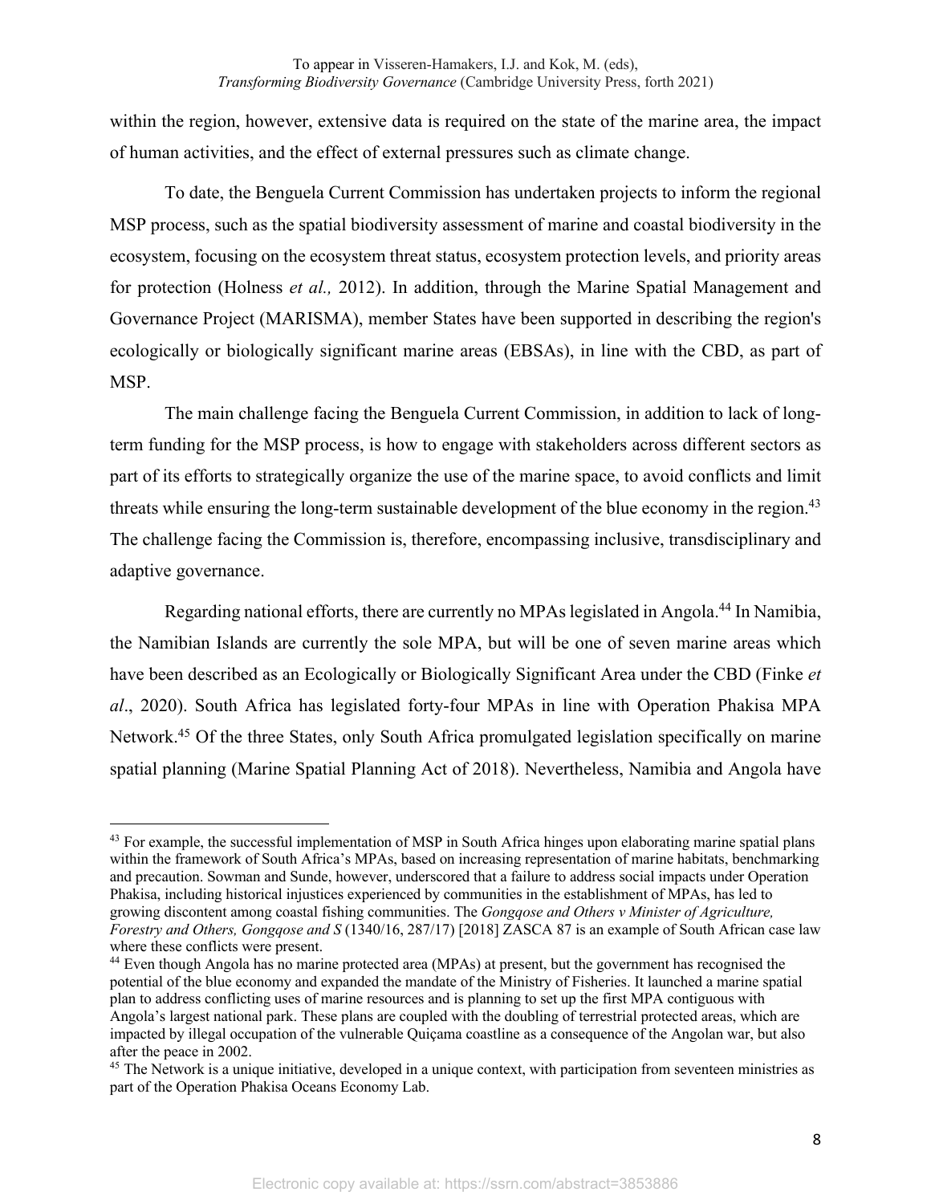within the region, however, extensive data is required on the state of the marine area, the impact of human activities, and the effect of external pressures such as climate change.

To date, the Benguela Current Commission has undertaken projects to inform the regional MSP process, such as the spatial biodiversity assessment of marine and coastal biodiversity in the ecosystem, focusing on the ecosystem threat status, ecosystem protection levels, and priority areas for protection (Holness *et al.,* 2012). In addition, through the Marine Spatial Management and Governance Project (MARISMA), member States have been supported in describing the region's ecologically or biologically significant marine areas (EBSAs), in line with the CBD, as part of MSP.

The main challenge facing the Benguela Current Commission, in addition to lack of long-term funding for the MSP process, is how to engage with stakeholders across different sectors as part of its efforts to strategically organize the use of the marine space, to avoid conflicts and limit threats while ensuring the long-term sustainable development of the blue economy in the region.[43] The challenge facing the Commission is, therefore, encompassing inclusive, transdisciplinary and adaptive governance.

Regarding national efforts, there are currently no MPAs legislated in Angola.[44] In Namibia, the Namibian Islands are currently the sole MPA, but will be one of seven marine areas which have been described as an Ecologically or Biologically Significant Area under the CBD (Finke *et al*., 2020). South Africa has legislated forty-four MPAs in line with Operation Phakisa MPA Network.[45] Of the three States, only South Africa promulgated legislation specifically on marine spatial planning (Marine Spatial Planning Act of 2018). Nevertheless, Namibia and Angola have

---

[43] For example, the successful implementation of MSP in South Africa hinges upon elaborating marine spatial plans within the framework of South Africa's MPAs, based on increasing representation of marine habitats, benchmarking and precaution. Sowman and Sunde, however, underscored that a failure to address social impacts under Operation Phakisa, including historical injustices experienced by communities in the establishment of MPAs, has led to growing discontent among coastal fishing communities. The *Gongqose and Others v Minister of Agriculture, Forestry and Others, Gongqose and S* (1340/16, 287/17) [2018] ZASCA 87 is an example of South African case law where these conflicts were present.

[44] Even though Angola has no marine protected area (MPAs) at present, but the government has recognised the potential of the blue economy and expanded the mandate of the Ministry of Fisheries. It launched a marine spatial plan to address conflicting uses of marine resources and is planning to set up the first MPA contiguous with Angola's largest national park. These plans are coupled with the doubling of terrestrial protected areas, which are impacted by illegal occupation of the vulnerable Quiçama coastline as a consequence of the Angolan war, but also after the peace in 2002.

[45] The Network is a unique initiative, developed in a unique context, with participation from seventeen ministries as part of the Operation Phakisa Oceans Economy Lab.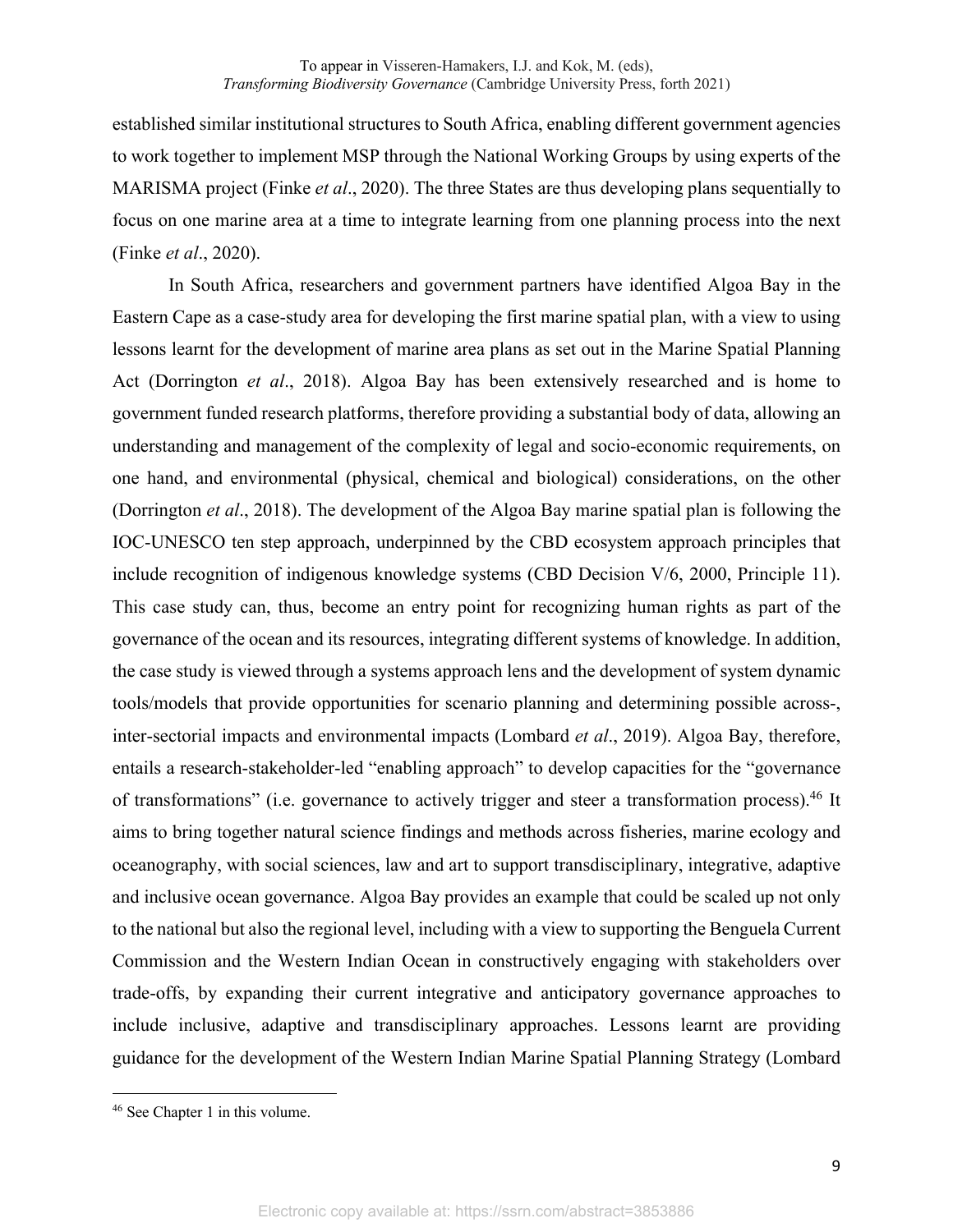established similar institutional structures to South Africa, enabling different government agencies to work together to implement MSP through the National Working Groups by using experts of the MARISMA project (Finke *et al*., 2020). The three States are thus developing plans sequentially to focus on one marine area at a time to integrate learning from one planning process into the next (Finke *et al*., 2020).

In South Africa, researchers and government partners have identified Algoa Bay in the Eastern Cape as a case-study area for developing the first marine spatial plan, with a view to using lessons learnt for the development of marine area plans as set out in the Marine Spatial Planning Act (Dorrington *et al*., 2018). Algoa Bay has been extensively researched and is home to government funded research platforms, therefore providing a substantial body of data, allowing an understanding and management of the complexity of legal and socio-economic requirements, on one hand, and environmental (physical, chemical and biological) considerations, on the other (Dorrington *et al*., 2018). The development of the Algoa Bay marine spatial plan is following the IOC-UNESCO ten step approach, underpinned by the CBD ecosystem approach principles that include recognition of indigenous knowledge systems (CBD Decision V/6, 2000, Principle 11). This case study can, thus, become an entry point for recognizing human rights as part of the governance of the ocean and its resources, integrating different systems of knowledge. In addition, the case study is viewed through a systems approach lens and the development of system dynamic tools/models that provide opportunities for scenario planning and determining possible across-, inter-sectorial impacts and environmental impacts (Lombard *et al*., 2019). Algoa Bay, therefore, entails a research-stakeholder-led "enabling approach" to develop capacities for the "governance of transformations" (i.e. governance to actively trigger and steer a transformation process).[46] It aims to bring together natural science findings and methods across fisheries, marine ecology and oceanography, with social sciences, law and art to support transdisciplinary, integrative, adaptive and inclusive ocean governance. Algoa Bay provides an example that could be scaled up not only to the national but also the regional level, including with a view to supporting the Benguela Current Commission and the Western Indian Ocean in constructively engaging with stakeholders over trade-offs, by expanding their current integrative and anticipatory governance approaches to include inclusive, adaptive and transdisciplinary approaches. Lessons learnt are providing guidance for the development of the Western Indian Marine Spatial Planning Strategy (Lombard

[46] See Chapter 1 in this volume.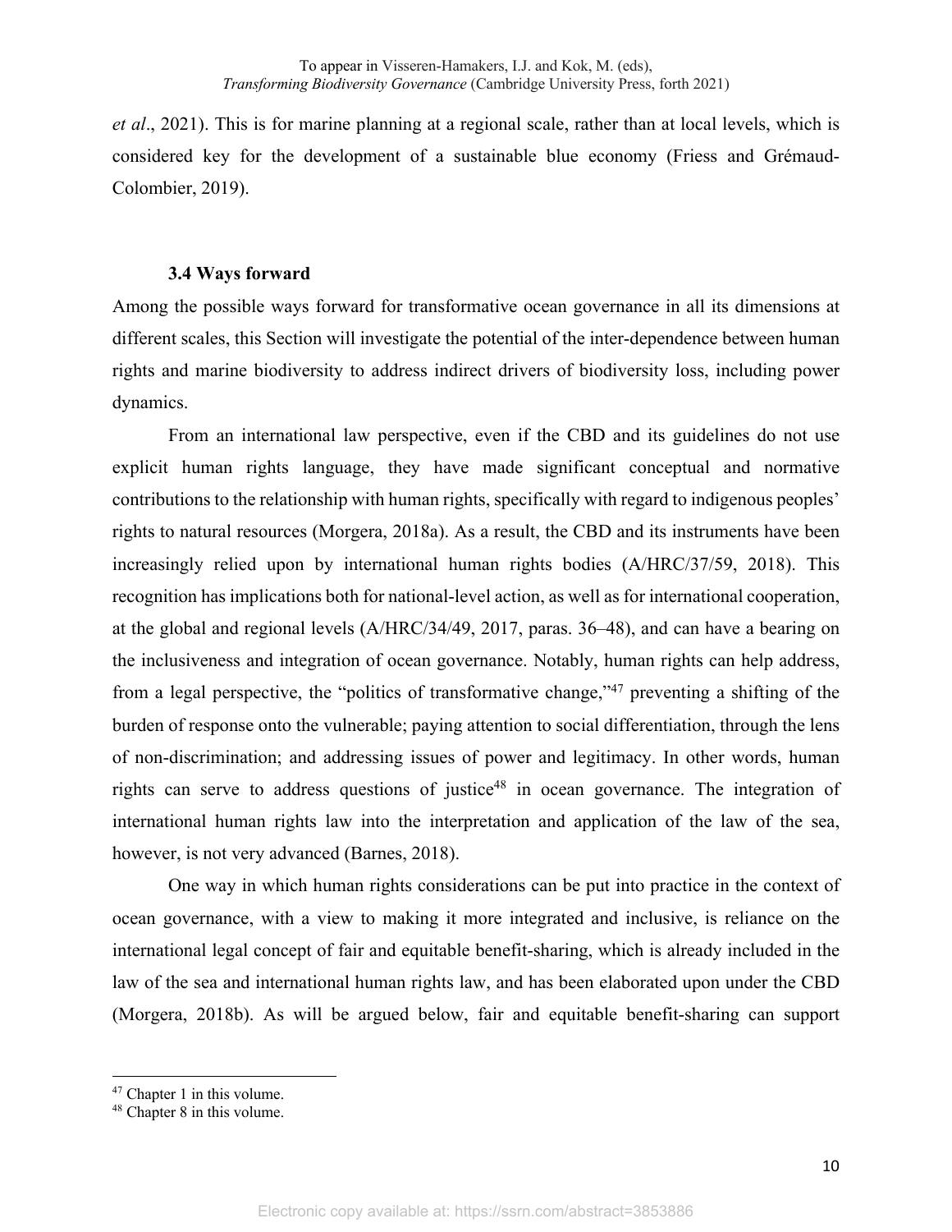*et al*., 2021). This is for marine planning at a regional scale, rather than at local levels, which is considered key for the development of a sustainable blue economy (Friess and Grémaud-Colombier, 2019).

### 3.4 Ways forward

Among the possible ways forward for transformative ocean governance in all its dimensions at different scales, this Section will investigate the potential of the inter-dependence between human rights and marine biodiversity to address indirect drivers of biodiversity loss, including power dynamics.

From an international law perspective, even if the CBD and its guidelines do not use explicit human rights language, they have made significant conceptual and normative contributions to the relationship with human rights, specifically with regard to indigenous peoples' rights to natural resources (Morgera, 2018a). As a result, the CBD and its instruments have been increasingly relied upon by international human rights bodies (A/HRC/37/59, 2018). This recognition has implications both for national-level action, as well as for international cooperation, at the global and regional levels (A/HRC/34/49, 2017, paras. 36–48), and can have a bearing on the inclusiveness and integration of ocean governance. Notably, human rights can help address, from a legal perspective, the "politics of transformative change,"[47] preventing a shifting of the burden of response onto the vulnerable; paying attention to social differentiation, through the lens of non-discrimination; and addressing issues of power and legitimacy. In other words, human rights can serve to address questions of justice[48] in ocean governance. The integration of international human rights law into the interpretation and application of the law of the sea, however, is not very advanced (Barnes, 2018).

One way in which human rights considerations can be put into practice in the context of ocean governance, with a view to making it more integrated and inclusive, is reliance on the international legal concept of fair and equitable benefit-sharing, which is already included in the law of the sea and international human rights law, and has been elaborated upon under the CBD (Morgera, 2018b). As will be argued below, fair and equitable benefit-sharing can support

[47] Chapter 1 in this volume.

[48] Chapter 8 in this volume.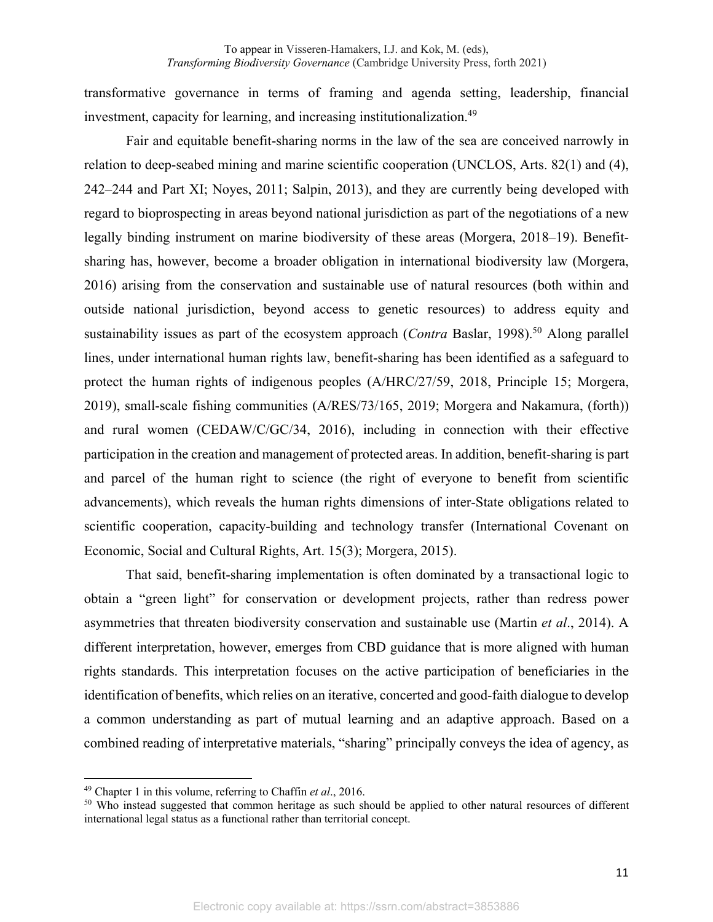transformative governance in terms of framing and agenda setting, leadership, financial investment, capacity for learning, and increasing institutionalization.[49]

Fair and equitable benefit-sharing norms in the law of the sea are conceived narrowly in relation to deep-seabed mining and marine scientific cooperation (UNCLOS, Arts. 82(1) and (4), 242–244 and Part XI; Noyes, 2011; Salpin, 2013), and they are currently being developed with regard to bioprospecting in areas beyond national jurisdiction as part of the negotiations of a new legally binding instrument on marine biodiversity of these areas (Morgera, 2018–19). Benefit-sharing has, however, become a broader obligation in international biodiversity law (Morgera, 2016) arising from the conservation and sustainable use of natural resources (both within and outside national jurisdiction, beyond access to genetic resources) to address equity and sustainability issues as part of the ecosystem approach (*Contra* Baslar, 1998).[50] Along parallel lines, under international human rights law, benefit-sharing has been identified as a safeguard to protect the human rights of indigenous peoples (A/HRC/27/59, 2018, Principle 15; Morgera, 2019), small-scale fishing communities (A/RES/73/165, 2019; Morgera and Nakamura, (forth)) and rural women (CEDAW/C/GC/34, 2016), including in connection with their effective participation in the creation and management of protected areas. In addition, benefit-sharing is part and parcel of the human right to science (the right of everyone to benefit from scientific advancements), which reveals the human rights dimensions of inter-State obligations related to scientific cooperation, capacity-building and technology transfer (International Covenant on Economic, Social and Cultural Rights, Art. 15(3); Morgera, 2015).

That said, benefit-sharing implementation is often dominated by a transactional logic to obtain a "green light" for conservation or development projects, rather than redress power asymmetries that threaten biodiversity conservation and sustainable use (Martin *et al*., 2014). A different interpretation, however, emerges from CBD guidance that is more aligned with human rights standards. This interpretation focuses on the active participation of beneficiaries in the identification of benefits, which relies on an iterative, concerted and good-faith dialogue to develop a common understanding as part of mutual learning and an adaptive approach. Based on a combined reading of interpretative materials, "sharing" principally conveys the idea of agency, as

---

[49] Chapter 1 in this volume, referring to Chaffin *et al*., 2016.

[50] Who instead suggested that common heritage as such should be applied to other natural resources of different international legal status as a functional rather than territorial concept.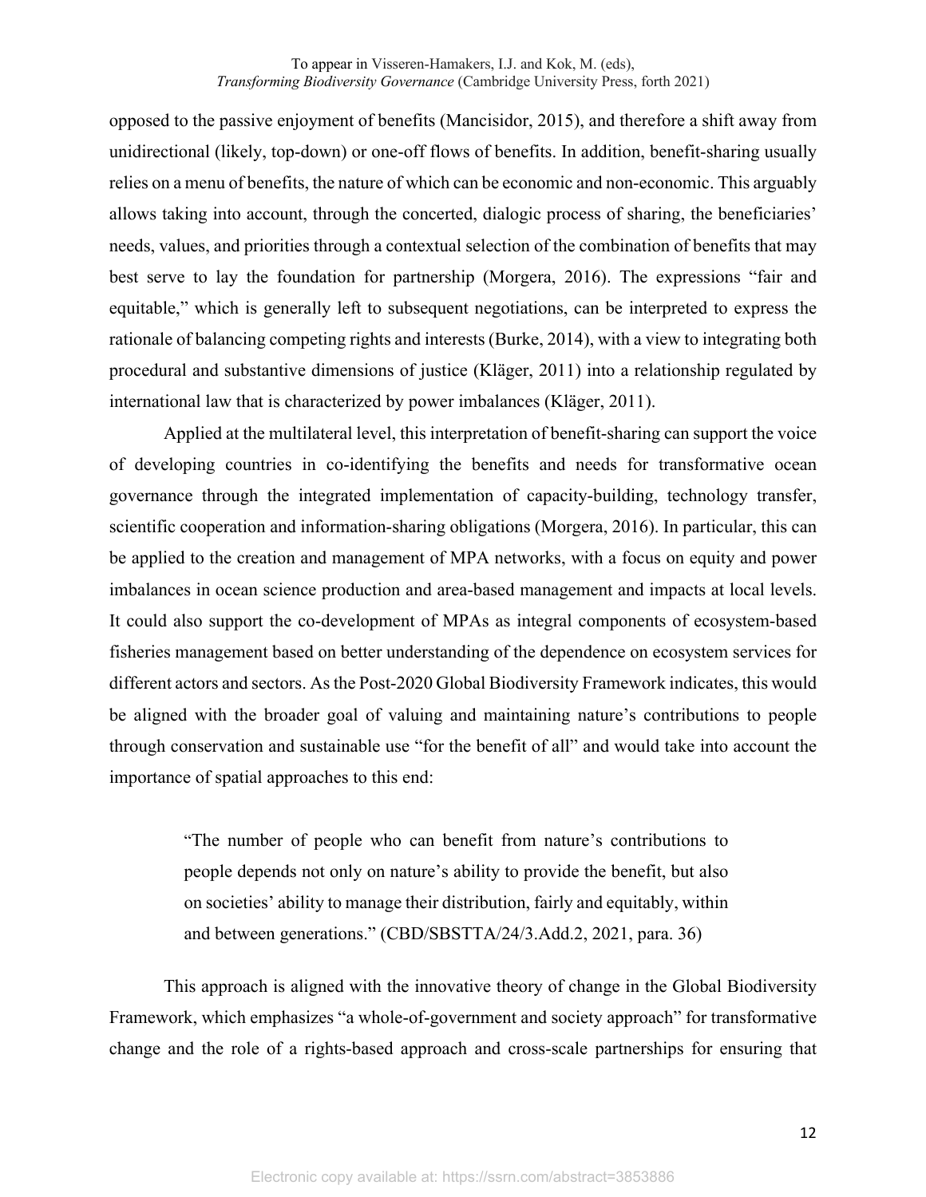opposed to the passive enjoyment of benefits (Mancisidor, 2015), and therefore a shift away from unidirectional (likely, top-down) or one-off flows of benefits. In addition, benefit-sharing usually relies on a menu of benefits, the nature of which can be economic and non-economic. This arguably allows taking into account, through the concerted, dialogic process of sharing, the beneficiaries' needs, values, and priorities through a contextual selection of the combination of benefits that may best serve to lay the foundation for partnership (Morgera, 2016). The expressions "fair and equitable," which is generally left to subsequent negotiations, can be interpreted to express the rationale of balancing competing rights and interests (Burke, 2014), with a view to integrating both procedural and substantive dimensions of justice (Kläger, 2011) into a relationship regulated by international law that is characterized by power imbalances (Kläger, 2011).

Applied at the multilateral level, this interpretation of benefit-sharing can support the voice of developing countries in co-identifying the benefits and needs for transformative ocean governance through the integrated implementation of capacity-building, technology transfer, scientific cooperation and information-sharing obligations (Morgera, 2016). In particular, this can be applied to the creation and management of MPA networks, with a focus on equity and power imbalances in ocean science production and area-based management and impacts at local levels. It could also support the co-development of MPAs as integral components of ecosystem-based fisheries management based on better understanding of the dependence on ecosystem services for different actors and sectors. As the Post-2020 Global Biodiversity Framework indicates, this would be aligned with the broader goal of valuing and maintaining nature's contributions to people through conservation and sustainable use "for the benefit of all" and would take into account the importance of spatial approaches to this end:

> "The number of people who can benefit from nature's contributions to people depends not only on nature's ability to provide the benefit, but also on societies' ability to manage their distribution, fairly and equitably, within and between generations." (CBD/SBSTTA/24/3.Add.2, 2021, para. 36)

This approach is aligned with the innovative theory of change in the Global Biodiversity Framework, which emphasizes "a whole-of-government and society approach" for transformative change and the role of a rights-based approach and cross-scale partnerships for ensuring that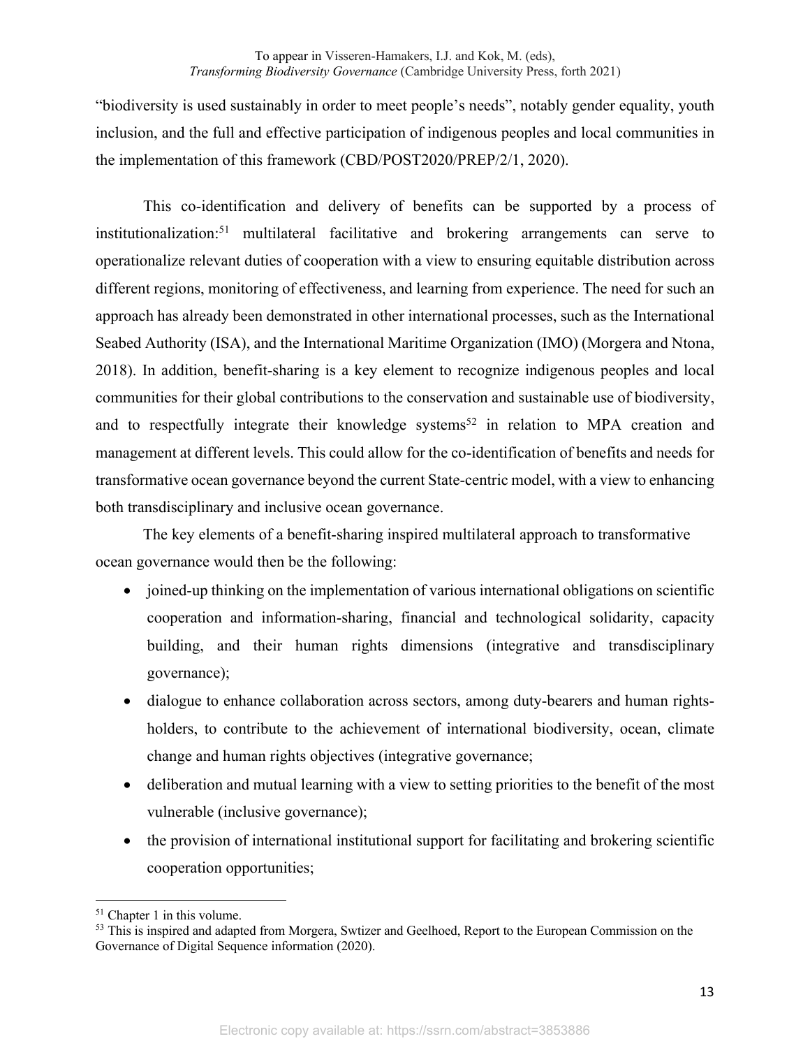"biodiversity is used sustainably in order to meet people's needs", notably gender equality, youth inclusion, and the full and effective participation of indigenous peoples and local communities in the implementation of this framework (CBD/POST2020/PREP/2/1, 2020).

This co-identification and delivery of benefits can be supported by a process of institutionalization:[51] multilateral facilitative and brokering arrangements can serve to operationalize relevant duties of cooperation with a view to ensuring equitable distribution across different regions, monitoring of effectiveness, and learning from experience. The need for such an approach has already been demonstrated in other international processes, such as the International Seabed Authority (ISA), and the International Maritime Organization (IMO) (Morgera and Ntona, 2018). In addition, benefit-sharing is a key element to recognize indigenous peoples and local communities for their global contributions to the conservation and sustainable use of biodiversity, and to respectfully integrate their knowledge systems[52] in relation to MPA creation and management at different levels. This could allow for the co-identification of benefits and needs for transformative ocean governance beyond the current State-centric model, with a view to enhancing both transdisciplinary and inclusive ocean governance.

The key elements of a benefit-sharing inspired multilateral approach to transformative ocean governance would then be the following:

- joined-up thinking on the implementation of various international obligations on scientific cooperation and information-sharing, financial and technological solidarity, capacity building, and their human rights dimensions (integrative and transdisciplinary governance);
- dialogue to enhance collaboration across sectors, among duty-bearers and human rights-holders, to contribute to the achievement of international biodiversity, ocean, climate change and human rights objectives (integrative governance;
- deliberation and mutual learning with a view to setting priorities to the benefit of the most vulnerable (inclusive governance);
- the provision of international institutional support for facilitating and brokering scientific cooperation opportunities;

[51] Chapter 1 in this volume.

[53] This is inspired and adapted from Morgera, Swtizer and Geelhoed, Report to the European Commission on the Governance of Digital Sequence information (2020).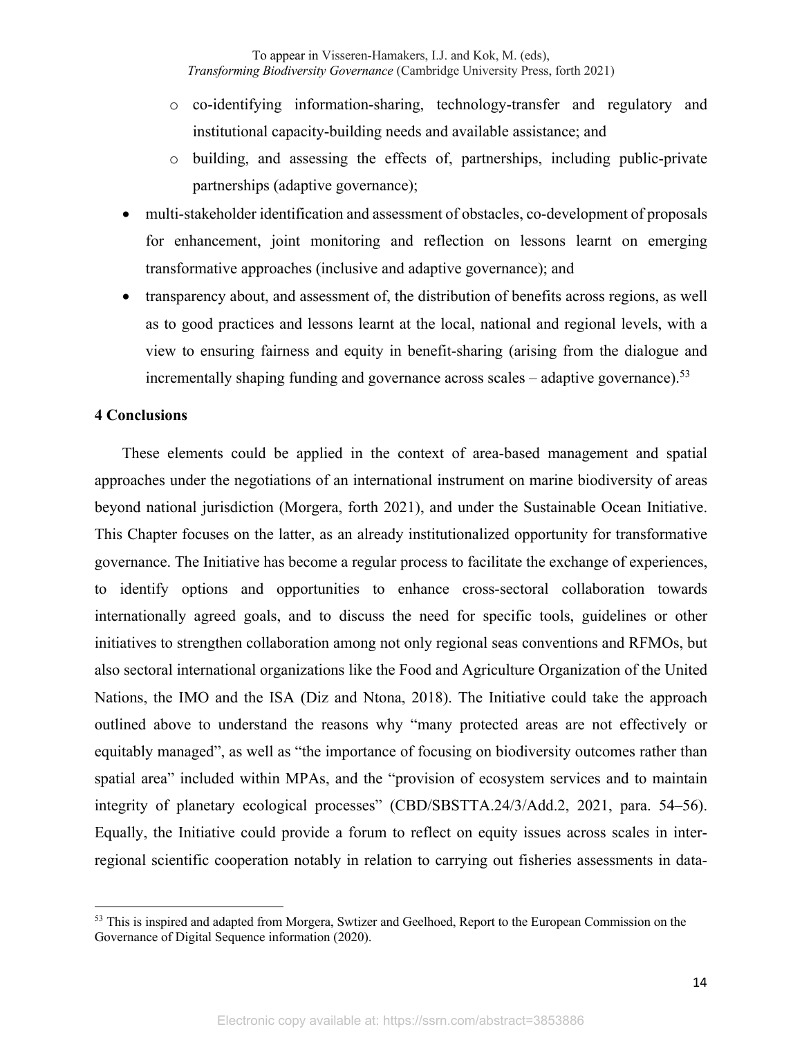- co-identifying information-sharing, technology-transfer and regulatory and institutional capacity-building needs and available assistance; and
    - building, and assessing the effects of, partnerships, including public-private partnerships (adaptive governance);
- multi-stakeholder identification and assessment of obstacles, co-development of proposals for enhancement, joint monitoring and reflection on lessons learnt on emerging transformative approaches (inclusive and adaptive governance); and
- transparency about, and assessment of, the distribution of benefits across regions, as well as to good practices and lessons learnt at the local, national and regional levels, with a view to ensuring fairness and equity in benefit-sharing (arising from the dialogue and incrementally shaping funding and governance across scales – adaptive governance).[53]

## 4 Conclusions

These elements could be applied in the context of area-based management and spatial approaches under the negotiations of an international instrument on marine biodiversity of areas beyond national jurisdiction (Morgera, forth 2021), and under the Sustainable Ocean Initiative. This Chapter focuses on the latter, as an already institutionalized opportunity for transformative governance. The Initiative has become a regular process to facilitate the exchange of experiences, to identify options and opportunities to enhance cross-sectoral collaboration towards internationally agreed goals, and to discuss the need for specific tools, guidelines or other initiatives to strengthen collaboration among not only regional seas conventions and RFMOs, but also sectoral international organizations like the Food and Agriculture Organization of the United Nations, the IMO and the ISA (Diz and Ntona, 2018). The Initiative could take the approach outlined above to understand the reasons why "many protected areas are not effectively or equitably managed", as well as "the importance of focusing on biodiversity outcomes rather than spatial area" included within MPAs, and the "provision of ecosystem services and to maintain integrity of planetary ecological processes" (CBD/SBSTTA.24/3/Add.2, 2021, para. 54–56). Equally, the Initiative could provide a forum to reflect on equity issues across scales in inter-regional scientific cooperation notably in relation to carrying out fisheries assessments in data-

---

[53] This is inspired and adapted from Morgera, Swtizer and Geelhoed, Report to the European Commission on the Governance of Digital Sequence information (2020).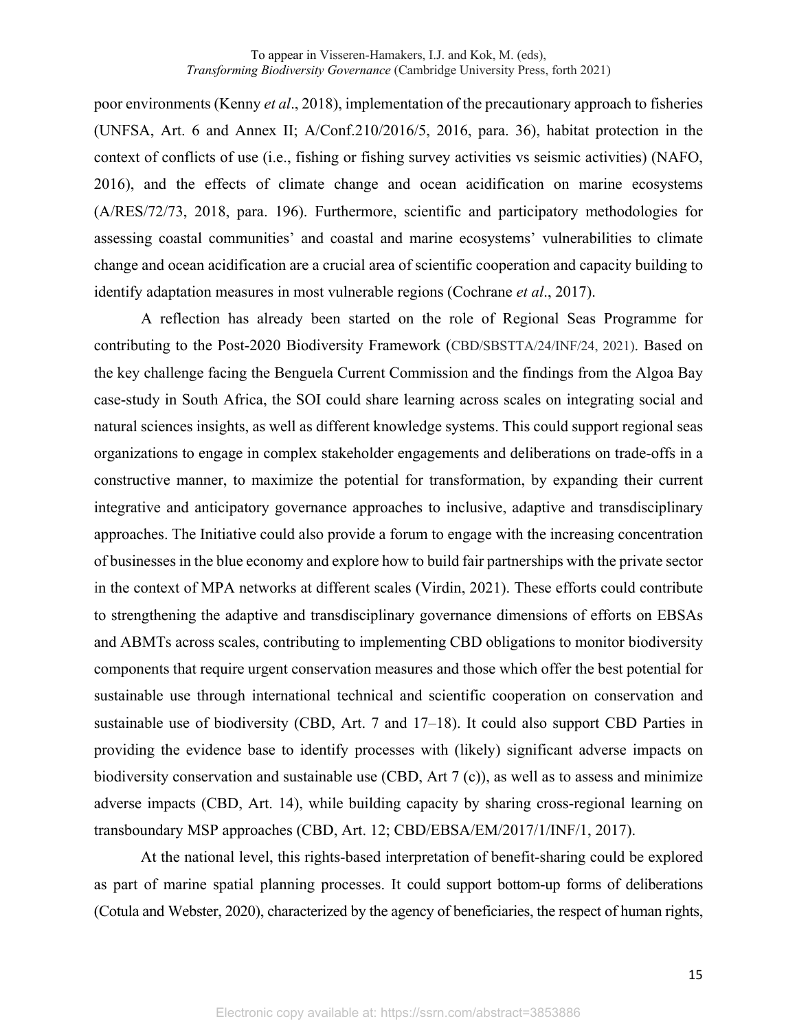poor environments (Kenny *et al*., 2018), implementation of the precautionary approach to fisheries (UNFSA, Art. 6 and Annex II; A/Conf.210/2016/5, 2016, para. 36), habitat protection in the context of conflicts of use (i.e., fishing or fishing survey activities vs seismic activities) (NAFO, 2016), and the effects of climate change and ocean acidification on marine ecosystems (A/RES/72/73, 2018, para. 196). Furthermore, scientific and participatory methodologies for assessing coastal communities' and coastal and marine ecosystems' vulnerabilities to climate change and ocean acidification are a crucial area of scientific cooperation and capacity building to identify adaptation measures in most vulnerable regions (Cochrane *et al*., 2017).

A reflection has already been started on the role of Regional Seas Programme for contributing to the Post-2020 Biodiversity Framework (CBD/SBSTTA/24/INF/24, 2021). Based on the key challenge facing the Benguela Current Commission and the findings from the Algoa Bay case-study in South Africa, the SOI could share learning across scales on integrating social and natural sciences insights, as well as different knowledge systems. This could support regional seas organizations to engage in complex stakeholder engagements and deliberations on trade-offs in a constructive manner, to maximize the potential for transformation, by expanding their current integrative and anticipatory governance approaches to inclusive, adaptive and transdisciplinary approaches. The Initiative could also provide a forum to engage with the increasing concentration of businesses in the blue economy and explore how to build fair partnerships with the private sector in the context of MPA networks at different scales (Virdin, 2021). These efforts could contribute to strengthening the adaptive and transdisciplinary governance dimensions of efforts on EBSAs and ABMTs across scales, contributing to implementing CBD obligations to monitor biodiversity components that require urgent conservation measures and those which offer the best potential for sustainable use through international technical and scientific cooperation on conservation and sustainable use of biodiversity (CBD, Art. 7 and 17–18). It could also support CBD Parties in providing the evidence base to identify processes with (likely) significant adverse impacts on biodiversity conservation and sustainable use (CBD, Art 7 (c)), as well as to assess and minimize adverse impacts (CBD, Art. 14), while building capacity by sharing cross-regional learning on transboundary MSP approaches (CBD, Art. 12; CBD/EBSA/EM/2017/1/INF/1, 2017).

At the national level, this rights-based interpretation of benefit-sharing could be explored as part of marine spatial planning processes. It could support bottom-up forms of deliberations (Cotula and Webster, 2020), characterized by the agency of beneficiaries, the respect of human rights,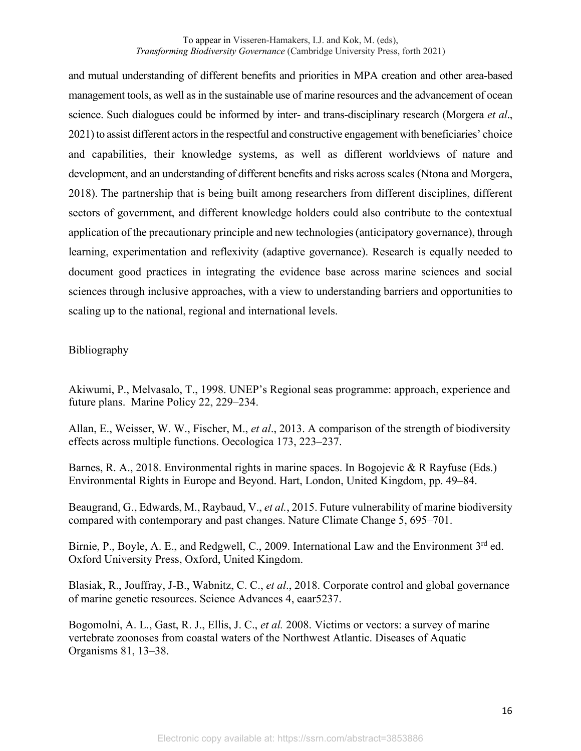and mutual understanding of different benefits and priorities in MPA creation and other area-based management tools, as well as in the sustainable use of marine resources and the advancement of ocean science. Such dialogues could be informed by inter- and trans-disciplinary research (Morgera *et al*., 2021) to assist different actors in the respectful and constructive engagement with beneficiaries' choice and capabilities, their knowledge systems, as well as different worldviews of nature and development, and an understanding of different benefits and risks across scales (Ntona and Morgera, 2018). The partnership that is being built among researchers from different disciplines, different sectors of government, and different knowledge holders could also contribute to the contextual application of the precautionary principle and new technologies (anticipatory governance), through learning, experimentation and reflexivity (adaptive governance). Research is equally needed to document good practices in integrating the evidence base across marine sciences and social sciences through inclusive approaches, with a view to understanding barriers and opportunities to scaling up to the national, regional and international levels.

## Bibliography

Akiwumi, P., Melvasalo, T., 1998. UNEP's Regional seas programme: approach, experience and future plans. Marine Policy 22, 229–234.

Allan, E., Weisser, W. W., Fischer, M., *et al*., 2013. A comparison of the strength of biodiversity effects across multiple functions. Oecologica 173, 223–237.

Barnes, R. A., 2018. Environmental rights in marine spaces. In Bogojevic & R Rayfuse (Eds.) Environmental Rights in Europe and Beyond. Hart, London, United Kingdom, pp. 49–84.

Beaugrand, G., Edwards, M., Raybaud, V., *et al.*, 2015. Future vulnerability of marine biodiversity compared with contemporary and past changes. Nature Climate Change 5, 695–701.

Birnie, P., Boyle, A. E., and Redgwell, C., 2009. International Law and the Environment 3rd ed. Oxford University Press, Oxford, United Kingdom.

Blasiak, R., Jouffray, J-B., Wabnitz, C. C., *et al*., 2018. Corporate control and global governance of marine genetic resources. Science Advances 4, eaar5237.

Bogomolni, A. L., Gast, R. J., Ellis, J. C., *et al.* 2008. Victims or vectors: a survey of marine vertebrate zoonoses from coastal waters of the Northwest Atlantic. Diseases of Aquatic Organisms 81, 13–38.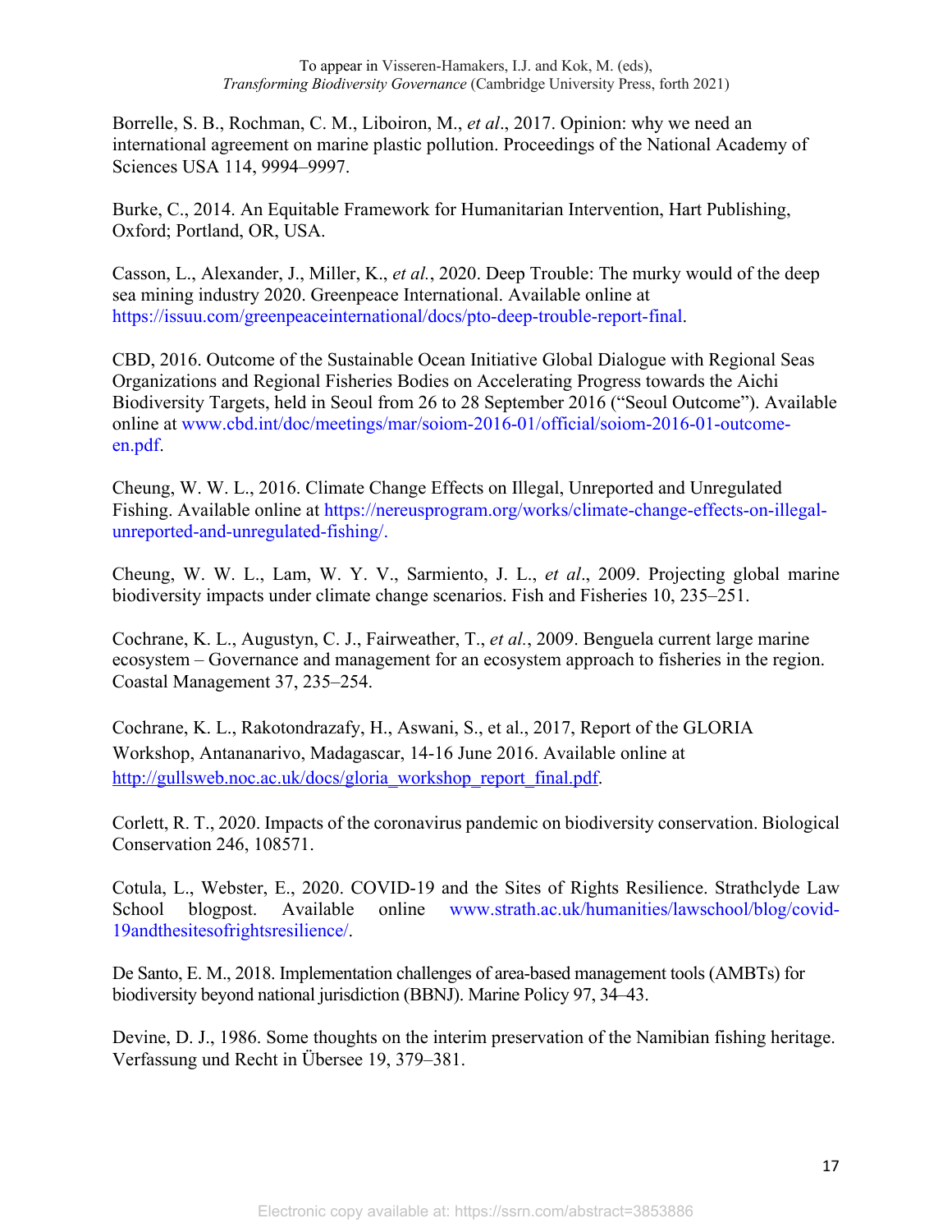Borrelle, S. B., Rochman, C. M., Liboiron, M., *et al*., 2017. Opinion: why we need an international agreement on marine plastic pollution. Proceedings of the National Academy of Sciences USA 114, 9994–9997.

Burke, C., 2014. An Equitable Framework for Humanitarian Intervention, Hart Publishing, Oxford; Portland, OR, USA.

Casson, L., Alexander, J., Miller, K., *et al.*, 2020. Deep Trouble: The murky would of the deep sea mining industry 2020. Greenpeace International. Available online at https://issuu.com/greenpeaceinternational/docs/pto-deep-trouble-report-final.

CBD, 2016. Outcome of the Sustainable Ocean Initiative Global Dialogue with Regional Seas Organizations and Regional Fisheries Bodies on Accelerating Progress towards the Aichi Biodiversity Targets, held in Seoul from 26 to 28 September 2016 ("Seoul Outcome"). Available online at www.cbd.int/doc/meetings/mar/soiom-2016-01/official/soiom-2016-01-outcome-en.pdf.

Cheung, W. W. L., 2016. Climate Change Effects on Illegal, Unreported and Unregulated Fishing. Available online at https://nereusprogram.org/works/climate-change-effects-on-illegal-unreported-and-unregulated-fishing/.

Cheung, W. W. L., Lam, W. Y. V., Sarmiento, J. L., *et al*., 2009. Projecting global marine biodiversity impacts under climate change scenarios. Fish and Fisheries 10, 235–251.

Cochrane, K. L., Augustyn, C. J., Fairweather, T., *et al.*, 2009. Benguela current large marine ecosystem – Governance and management for an ecosystem approach to fisheries in the region. Coastal Management 37, 235–254.

Cochrane, K. L., Rakotondrazafy, H., Aswani, S., et al., 2017, Report of the GLORIA Workshop, Antananarivo, Madagascar, 14-16 June 2016. Available online at http://gullsweb.noc.ac.uk/docs/gloria_workshop_report_final.pdf.

Corlett, R. T., 2020. Impacts of the coronavirus pandemic on biodiversity conservation. Biological Conservation 246, 108571.

Cotula, L., Webster, E., 2020. COVID-19 and the Sites of Rights Resilience. Strathclyde Law School blogpost. Available online www.strath.ac.uk/humanities/lawschool/blog/covid-19andthesitesofrightsresilience/.

De Santo, E. M., 2018. Implementation challenges of area-based management tools (AMBTs) for biodiversity beyond national jurisdiction (BBNJ). Marine Policy 97, 34–43.

Devine, D. J., 1986. Some thoughts on the interim preservation of the Namibian fishing heritage. Verfassung und Recht in Übersee 19, 379–381.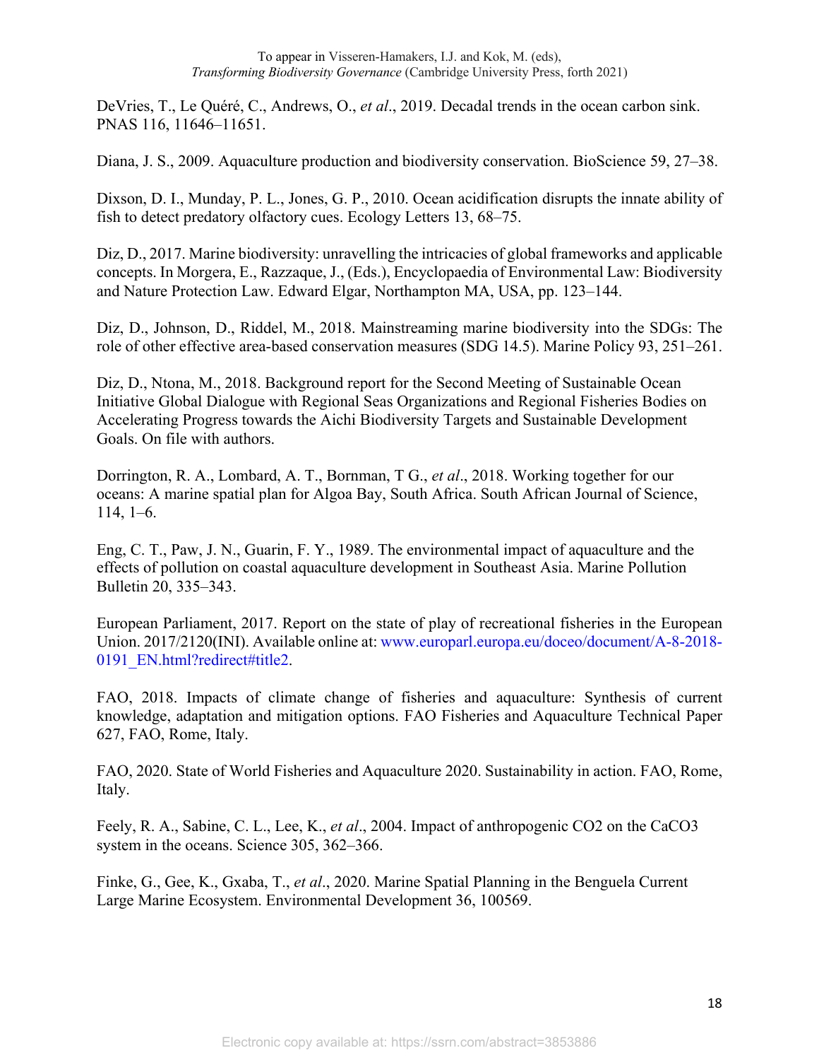DeVries, T., Le Quéré, C., Andrews, O., *et al*., 2019. Decadal trends in the ocean carbon sink. PNAS 116, 11646–11651.

Diana, J. S., 2009. Aquaculture production and biodiversity conservation. BioScience 59, 27–38.

Dixson, D. I., Munday, P. L., Jones, G. P., 2010. Ocean acidification disrupts the innate ability of fish to detect predatory olfactory cues. Ecology Letters 13, 68–75.

Diz, D., 2017. Marine biodiversity: unravelling the intricacies of global frameworks and applicable concepts. In Morgera, E., Razzaque, J., (Eds.), Encyclopaedia of Environmental Law: Biodiversity and Nature Protection Law. Edward Elgar, Northampton MA, USA, pp. 123–144.

Diz, D., Johnson, D., Riddel, M., 2018. Mainstreaming marine biodiversity into the SDGs: The role of other effective area-based conservation measures (SDG 14.5). Marine Policy 93, 251–261.

Diz, D., Ntona, M., 2018. Background report for the Second Meeting of Sustainable Ocean Initiative Global Dialogue with Regional Seas Organizations and Regional Fisheries Bodies on Accelerating Progress towards the Aichi Biodiversity Targets and Sustainable Development Goals. On file with authors.

Dorrington, R. A., Lombard, A. T., Bornman, T G., *et al*., 2018. Working together for our oceans: A marine spatial plan for Algoa Bay, South Africa. South African Journal of Science, 114, 1–6.

Eng, C. T., Paw, J. N., Guarin, F. Y., 1989. The environmental impact of aquaculture and the effects of pollution on coastal aquaculture development in Southeast Asia. Marine Pollution Bulletin 20, 335–343.

European Parliament, 2017. Report on the state of play of recreational fisheries in the European Union. 2017/2120(INI). Available online at: www.europarl.europa.eu/doceo/document/A-8-2018-0191_EN.html?redirect#title2.

FAO, 2018. Impacts of climate change of fisheries and aquaculture: Synthesis of current knowledge, adaptation and mitigation options. FAO Fisheries and Aquaculture Technical Paper 627, FAO, Rome, Italy.

FAO, 2020. State of World Fisheries and Aquaculture 2020. Sustainability in action. FAO, Rome, Italy.

Feely, R. A., Sabine, C. L., Lee, K., *et al*., 2004. Impact of anthropogenic $CO_2$ on the $CaCO_3$ system in the oceans. Science 305, 362–366.

Finke, G., Gee, K., Gxaba, T., *et al*., 2020. Marine Spatial Planning in the Benguela Current Large Marine Ecosystem. Environmental Development 36, 100569.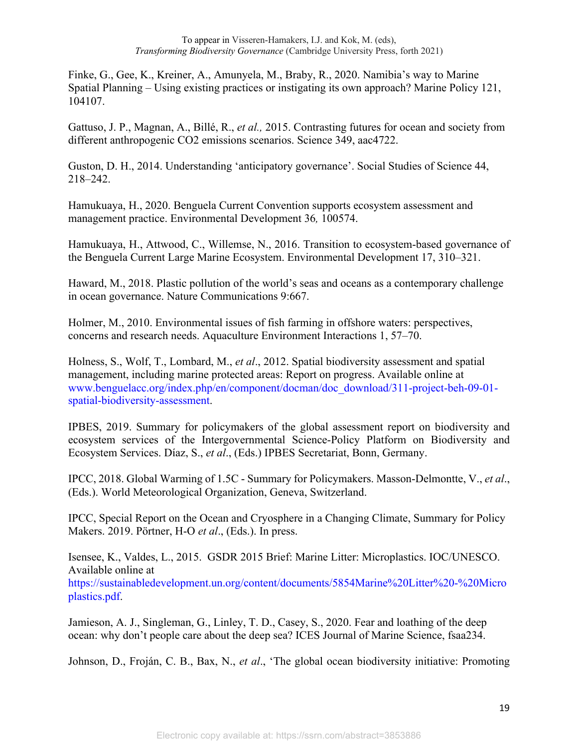Finke, G., Gee, K., Kreiner, A., Amunyela, M., Braby, R., 2020. Namibia's way to Marine Spatial Planning – Using existing practices or instigating its own approach? Marine Policy 121, 104107.

Gattuso, J. P., Magnan, A., Billé, R., *et al.,* 2015. Contrasting futures for ocean and society from different anthropogenic CO2 emissions scenarios. Science 349, aac4722.

Guston, D. H., 2014. Understanding 'anticipatory governance'. Social Studies of Science 44, 218–242.

Hamukuaya, H., 2020. Benguela Current Convention supports ecosystem assessment and management practice. Environmental Development 36*,* 100574.

Hamukuaya, H., Attwood, C., Willemse, N., 2016. Transition to ecosystem-based governance of the Benguela Current Large Marine Ecosystem. Environmental Development 17, 310–321.

Haward, M., 2018. Plastic pollution of the world's seas and oceans as a contemporary challenge in ocean governance. Nature Communications 9:667.

Holmer, M., 2010. Environmental issues of fish farming in offshore waters: perspectives, concerns and research needs. Aquaculture Environment Interactions 1, 57–70.

Holness, S., Wolf, T., Lombard, M., *et al*., 2012. Spatial biodiversity assessment and spatial management, including marine protected areas: Report on progress. Available online at www.benguelacc.org/index.php/en/component/docman/doc_download/311-project-beh-09-01-spatial-biodiversity-assessment.

IPBES, 2019. Summary for policymakers of the global assessment report on biodiversity and ecosystem services of the Intergovernmental Science-Policy Platform on Biodiversity and Ecosystem Services. Díaz, S., *et al*., (Eds.) IPBES Secretariat, Bonn, Germany.

IPCC, 2018. Global Warming of 1.5C - Summary for Policymakers. Masson-Delmontte, V., *et al*., (Eds.). World Meteorological Organization, Geneva, Switzerland.

IPCC, Special Report on the Ocean and Cryosphere in a Changing Climate, Summary for Policy Makers. 2019. Pörtner, H-O *et al*., (Eds.). In press.

Isensee, K., Valdes, L., 2015. GSDR 2015 Brief: Marine Litter: Microplastics. IOC/UNESCO. Available online at https://sustainabledevelopment.un.org/content/documents/5854Marine%20Litter%20-%20Microplastics.pdf.

Jamieson, A. J., Singleman, G., Linley, T. D., Casey, S., 2020. Fear and loathing of the deep ocean: why don't people care about the deep sea? ICES Journal of Marine Science, fsaa234.

Johnson, D., Froján, C. B., Bax, N., *et al*., 'The global ocean biodiversity initiative: Promoting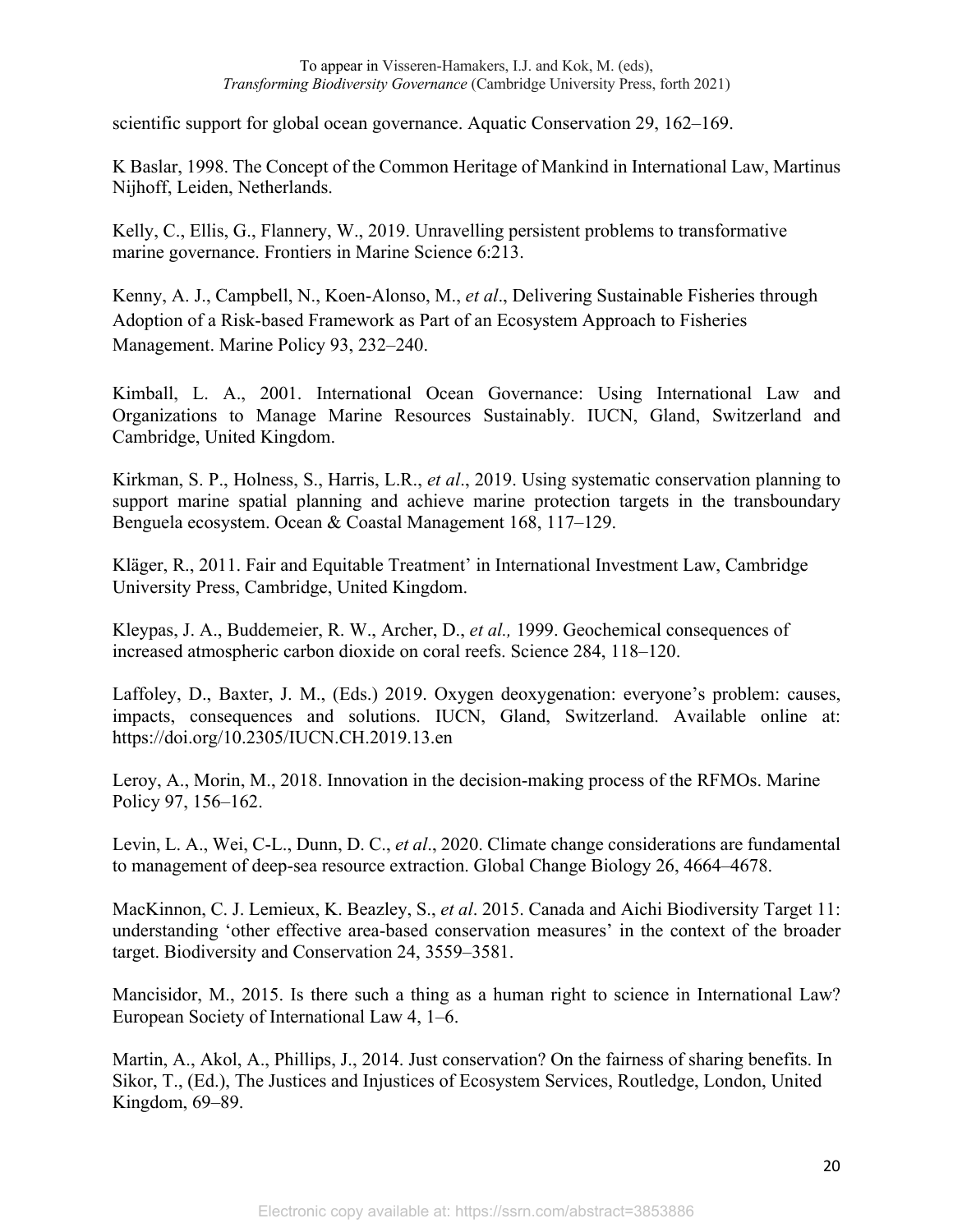scientific support for global ocean governance. Aquatic Conservation 29, 162–169.

K Baslar, 1998. The Concept of the Common Heritage of Mankind in International Law, Martinus Nijhoff, Leiden, Netherlands.

Kelly, C., Ellis, G., Flannery, W., 2019. Unravelling persistent problems to transformative marine governance. Frontiers in Marine Science 6:213.

Kenny, A. J., Campbell, N., Koen-Alonso, M., *et al*., Delivering Sustainable Fisheries through Adoption of a Risk-based Framework as Part of an Ecosystem Approach to Fisheries Management. Marine Policy 93, 232–240.

Kimball, L. A., 2001. International Ocean Governance: Using International Law and Organizations to Manage Marine Resources Sustainably. IUCN, Gland, Switzerland and Cambridge, United Kingdom.

Kirkman, S. P., Holness, S., Harris, L.R., *et al*., 2019. Using systematic conservation planning to support marine spatial planning and achieve marine protection targets in the transboundary Benguela ecosystem. Ocean & Coastal Management 168, 117–129.

Kläger, R., 2011. Fair and Equitable Treatment' in International Investment Law, Cambridge University Press, Cambridge, United Kingdom.

Kleypas, J. A., Buddemeier, R. W., Archer, D., *et al.,* 1999. Geochemical consequences of increased atmospheric carbon dioxide on coral reefs. Science 284, 118–120.

Laffoley, D., Baxter, J. M., (Eds.) 2019. Oxygen deoxygenation: everyone's problem: causes, impacts, consequences and solutions. IUCN, Gland, Switzerland. Available online at: https://doi.org/10.2305/IUCN.CH.2019.13.en

Leroy, A., Morin, M., 2018. Innovation in the decision-making process of the RFMOs. Marine Policy 97, 156–162.

Levin, L. A., Wei, C-L., Dunn, D. C., *et al*., 2020. Climate change considerations are fundamental to management of deep-sea resource extraction. Global Change Biology 26, 4664–4678.

MacKinnon, C. J. Lemieux, K. Beazley, S., *et al*. 2015. Canada and Aichi Biodiversity Target 11: understanding 'other effective area-based conservation measures' in the context of the broader target. Biodiversity and Conservation 24, 3559–3581.

Mancisidor, M., 2015. Is there such a thing as a human right to science in International Law? European Society of International Law 4, 1–6.

Martin, A., Akol, A., Phillips, J., 2014. Just conservation? On the fairness of sharing benefits. In Sikor, T., (Ed.), The Justices and Injustices of Ecosystem Services, Routledge, London, United Kingdom, 69–89.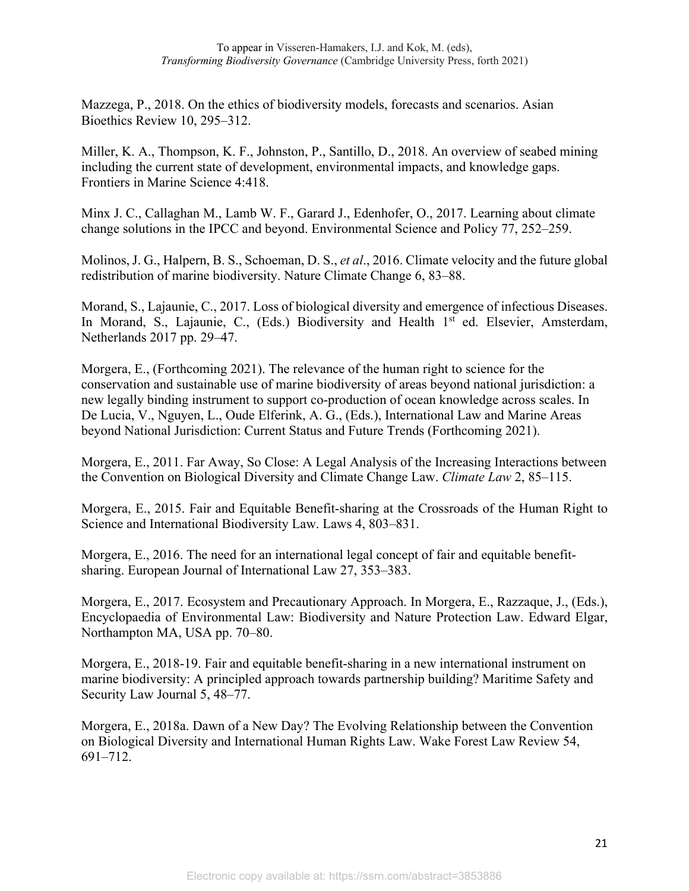Mazzega, P., 2018. On the ethics of biodiversity models, forecasts and scenarios. Asian Bioethics Review 10, 295–312.

Miller, K. A., Thompson, K. F., Johnston, P., Santillo, D., 2018. An overview of seabed mining including the current state of development, environmental impacts, and knowledge gaps. Frontiers in Marine Science 4:418.

Minx J. C., Callaghan M., Lamb W. F., Garard J., Edenhofer, O., 2017. Learning about climate change solutions in the IPCC and beyond. Environmental Science and Policy 77, 252–259.

Molinos, J. G., Halpern, B. S., Schoeman, D. S., *et al*., 2016. Climate velocity and the future global redistribution of marine biodiversity. Nature Climate Change 6, 83–88.

Morand, S., Lajaunie, C., 2017. Loss of biological diversity and emergence of infectious Diseases. In Morand, S., Lajaunie, C., (Eds.) Biodiversity and Health 1st ed. Elsevier, Amsterdam, Netherlands 2017 pp. 29–47.

Morgera, E., (Forthcoming 2021). The relevance of the human right to science for the conservation and sustainable use of marine biodiversity of areas beyond national jurisdiction: a new legally binding instrument to support co-production of ocean knowledge across scales. In De Lucia, V., Nguyen, L., Oude Elferink, A. G., (Eds.), International Law and Marine Areas beyond National Jurisdiction: Current Status and Future Trends (Forthcoming 2021).

Morgera, E., 2011. Far Away, So Close: A Legal Analysis of the Increasing Interactions between the Convention on Biological Diversity and Climate Change Law. *Climate Law* 2, 85–115.

Morgera, E., 2015. Fair and Equitable Benefit-sharing at the Crossroads of the Human Right to Science and International Biodiversity Law. Laws 4, 803–831.

Morgera, E., 2016. The need for an international legal concept of fair and equitable benefit-sharing. European Journal of International Law 27, 353–383.

Morgera, E., 2017. Ecosystem and Precautionary Approach. In Morgera, E., Razzaque, J., (Eds.), Encyclopaedia of Environmental Law: Biodiversity and Nature Protection Law. Edward Elgar, Northampton MA, USA pp. 70–80.

Morgera, E., 2018-19. Fair and equitable benefit-sharing in a new international instrument on marine biodiversity: A principled approach towards partnership building? Maritime Safety and Security Law Journal 5, 48–77.

Morgera, E., 2018a. Dawn of a New Day? The Evolving Relationship between the Convention on Biological Diversity and International Human Rights Law. Wake Forest Law Review 54, 691–712.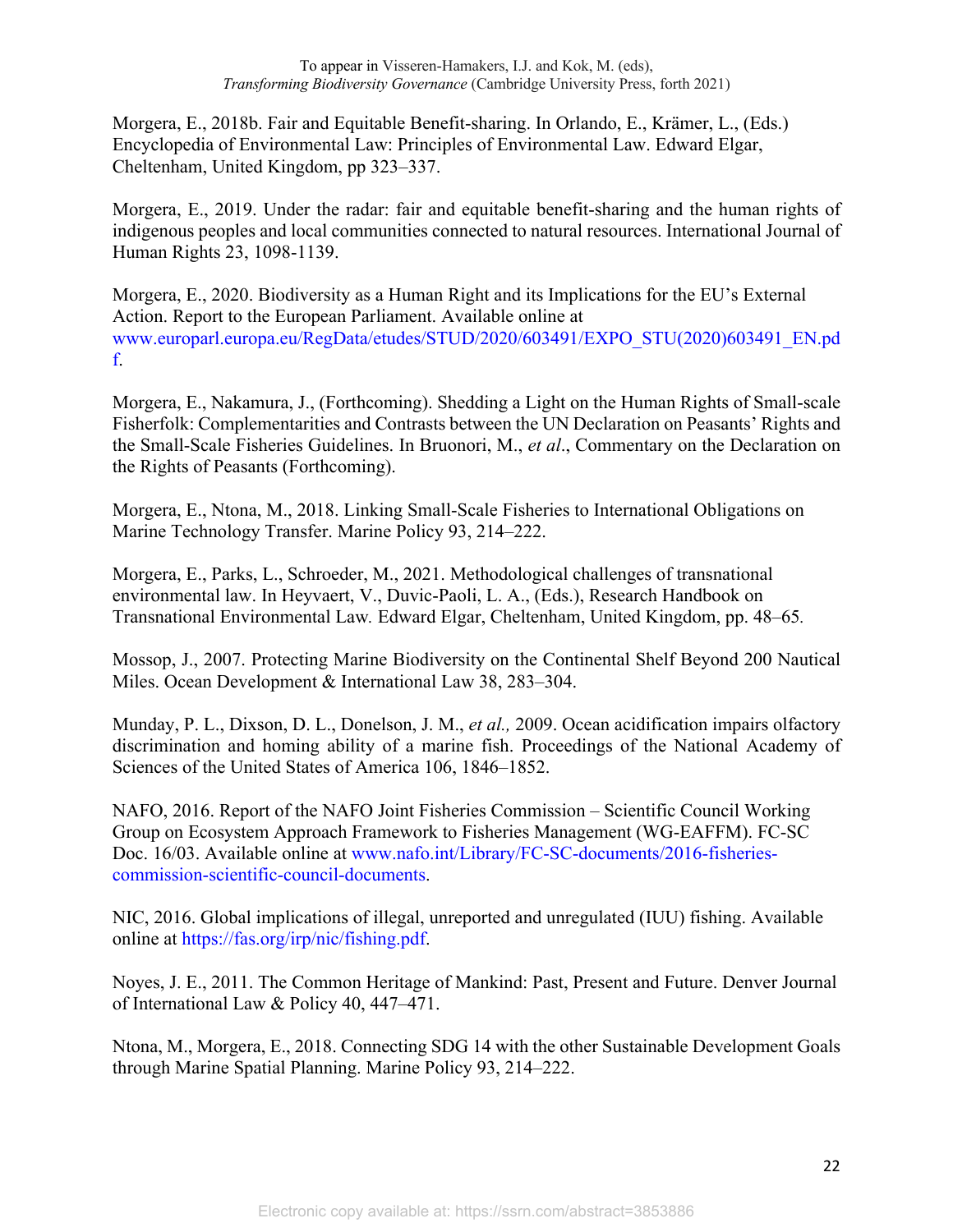Morgera, E., 2018b. Fair and Equitable Benefit-sharing. In Orlando, E., Krämer, L., (Eds.) Encyclopedia of Environmental Law: Principles of Environmental Law. Edward Elgar, Cheltenham, United Kingdom, pp 323–337.

Morgera, E., 2019. Under the radar: fair and equitable benefit-sharing and the human rights of indigenous peoples and local communities connected to natural resources. International Journal of Human Rights 23, 1098-1139.

Morgera, E., 2020. Biodiversity as a Human Right and its Implications for the EU's External Action. Report to the European Parliament. Available online at www.europarl.europa.eu/RegData/etudes/STUD/2020/603491/EXPO_STU(2020)603491_EN.pdf.

Morgera, E., Nakamura, J., (Forthcoming). Shedding a Light on the Human Rights of Small-scale Fisherfolk: Complementarities and Contrasts between the UN Declaration on Peasants' Rights and the Small-Scale Fisheries Guidelines. In Bruonori, M., *et al*., Commentary on the Declaration on the Rights of Peasants (Forthcoming).

Morgera, E., Ntona, M., 2018. Linking Small-Scale Fisheries to International Obligations on Marine Technology Transfer. Marine Policy 93, 214–222.

Morgera, E., Parks, L., Schroeder, M., 2021. Methodological challenges of transnational environmental law. In Heyvaert, V., Duvic-Paoli, L. A., (Eds.), Research Handbook on Transnational Environmental Law. Edward Elgar, Cheltenham, United Kingdom, pp. 48–65.

Mossop, J., 2007. Protecting Marine Biodiversity on the Continental Shelf Beyond 200 Nautical Miles. Ocean Development & International Law 38, 283–304.

Munday, P. L., Dixson, D. L., Donelson, J. M., *et al.,* 2009. Ocean acidification impairs olfactory discrimination and homing ability of a marine fish. Proceedings of the National Academy of Sciences of the United States of America 106, 1846–1852.

NAFO, 2016. Report of the NAFO Joint Fisheries Commission – Scientific Council Working Group on Ecosystem Approach Framework to Fisheries Management (WG-EAFFM). FC-SC Doc. 16/03. Available online at www.nafo.int/Library/FC-SC-documents/2016-fisheries-commission-scientific-council-documents.

NIC, 2016. Global implications of illegal, unreported and unregulated (IUU) fishing. Available online at https://fas.org/irp/nic/fishing.pdf.

Noyes, J. E., 2011. The Common Heritage of Mankind: Past, Present and Future. Denver Journal of International Law & Policy 40, 447–471.

Ntona, M., Morgera, E., 2018. Connecting SDG 14 with the other Sustainable Development Goals through Marine Spatial Planning. Marine Policy 93, 214–222.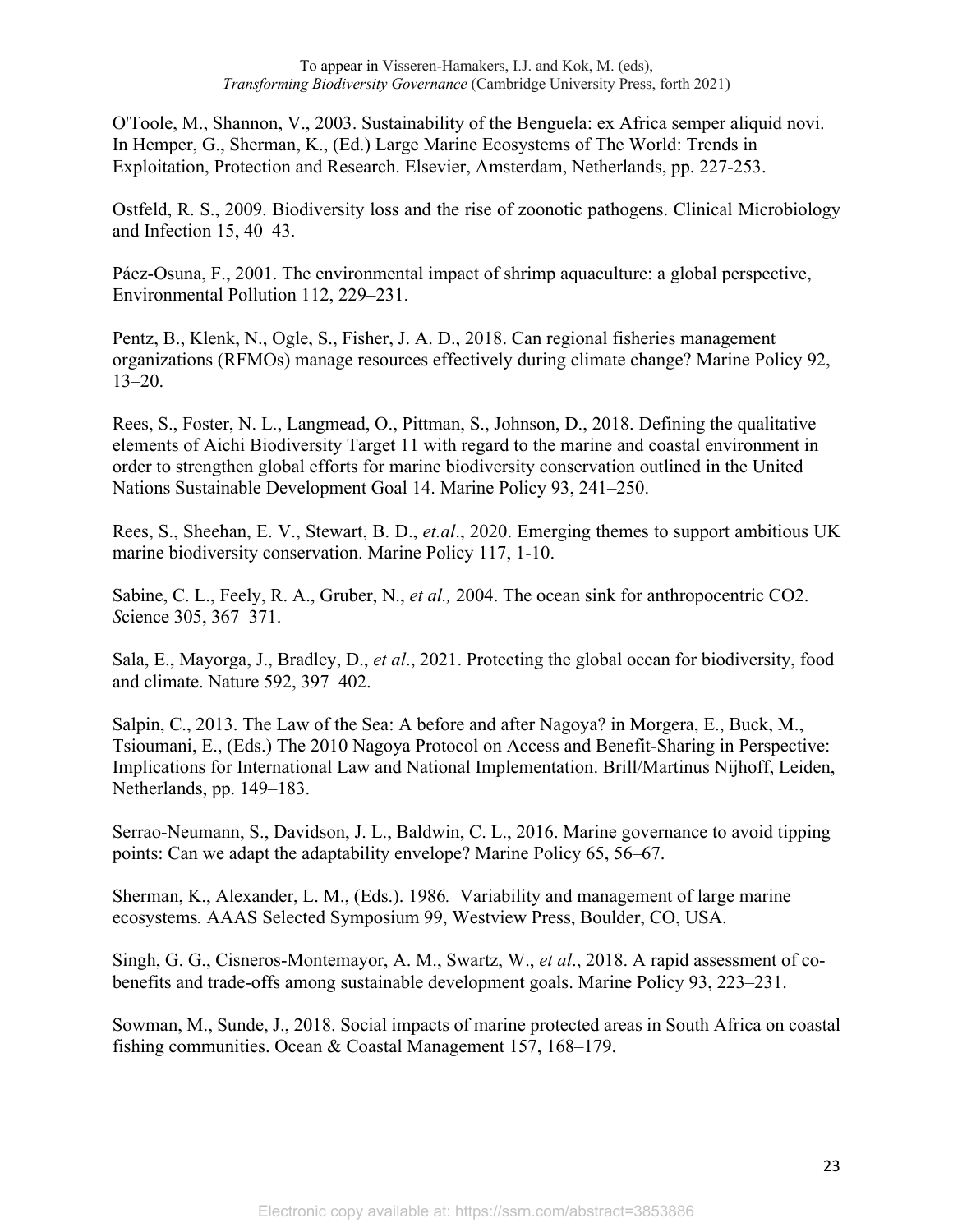O'Toole, M., Shannon, V., 2003. Sustainability of the Benguela: ex Africa semper aliquid novi. In Hemper, G., Sherman, K., (Ed.) Large Marine Ecosystems of The World: Trends in Exploitation, Protection and Research. Elsevier, Amsterdam, Netherlands, pp. 227-253.

Ostfeld, R. S., 2009. Biodiversity loss and the rise of zoonotic pathogens. Clinical Microbiology and Infection 15, 40–43.

Páez-Osuna, F., 2001. The environmental impact of shrimp aquaculture: a global perspective, Environmental Pollution 112, 229–231.

Pentz, B., Klenk, N., Ogle, S., Fisher, J. A. D., 2018. Can regional fisheries management organizations (RFMOs) manage resources effectively during climate change? Marine Policy 92, 13–20.

Rees, S., Foster, N. L., Langmead, O., Pittman, S., Johnson, D., 2018. Defining the qualitative elements of Aichi Biodiversity Target 11 with regard to the marine and coastal environment in order to strengthen global efforts for marine biodiversity conservation outlined in the United Nations Sustainable Development Goal 14. Marine Policy 93, 241–250.

Rees, S., Sheehan, E. V., Stewart, B. D., *et.al*., 2020. Emerging themes to support ambitious UK marine biodiversity conservation. Marine Policy 117, 1-10.

Sabine, C. L., Feely, R. A., Gruber, N., *et al.,* 2004. The ocean sink for anthropocentric CO2. *S*cience 305, 367–371.

Sala, E., Mayorga, J., Bradley, D., *et al*., 2021. Protecting the global ocean for biodiversity, food and climate. Nature 592, 397–402.

Salpin, C., 2013. The Law of the Sea: A before and after Nagoya? in Morgera, E., Buck, M., Tsioumani, E., (Eds.) The 2010 Nagoya Protocol on Access and Benefit-Sharing in Perspective: Implications for International Law and National Implementation. Brill/Martinus Nijhoff, Leiden, Netherlands, pp. 149–183.

Serrao-Neumann, S., Davidson, J. L., Baldwin, C. L., 2016. Marine governance to avoid tipping points: Can we adapt the adaptability envelope? Marine Policy 65, 56–67.

Sherman, K., Alexander, L. M., (Eds.). 1986*.* Variability and management of large marine ecosystems*.* AAAS Selected Symposium 99, Westview Press, Boulder, CO, USA.

Singh, G. G., Cisneros-Montemayor, A. M., Swartz, W., *et al*., 2018. A rapid assessment of co-benefits and trade-offs among sustainable development goals. Marine Policy 93, 223–231.

Sowman, M., Sunde, J., 2018. Social impacts of marine protected areas in South Africa on coastal fishing communities. Ocean & Coastal Management 157, 168–179.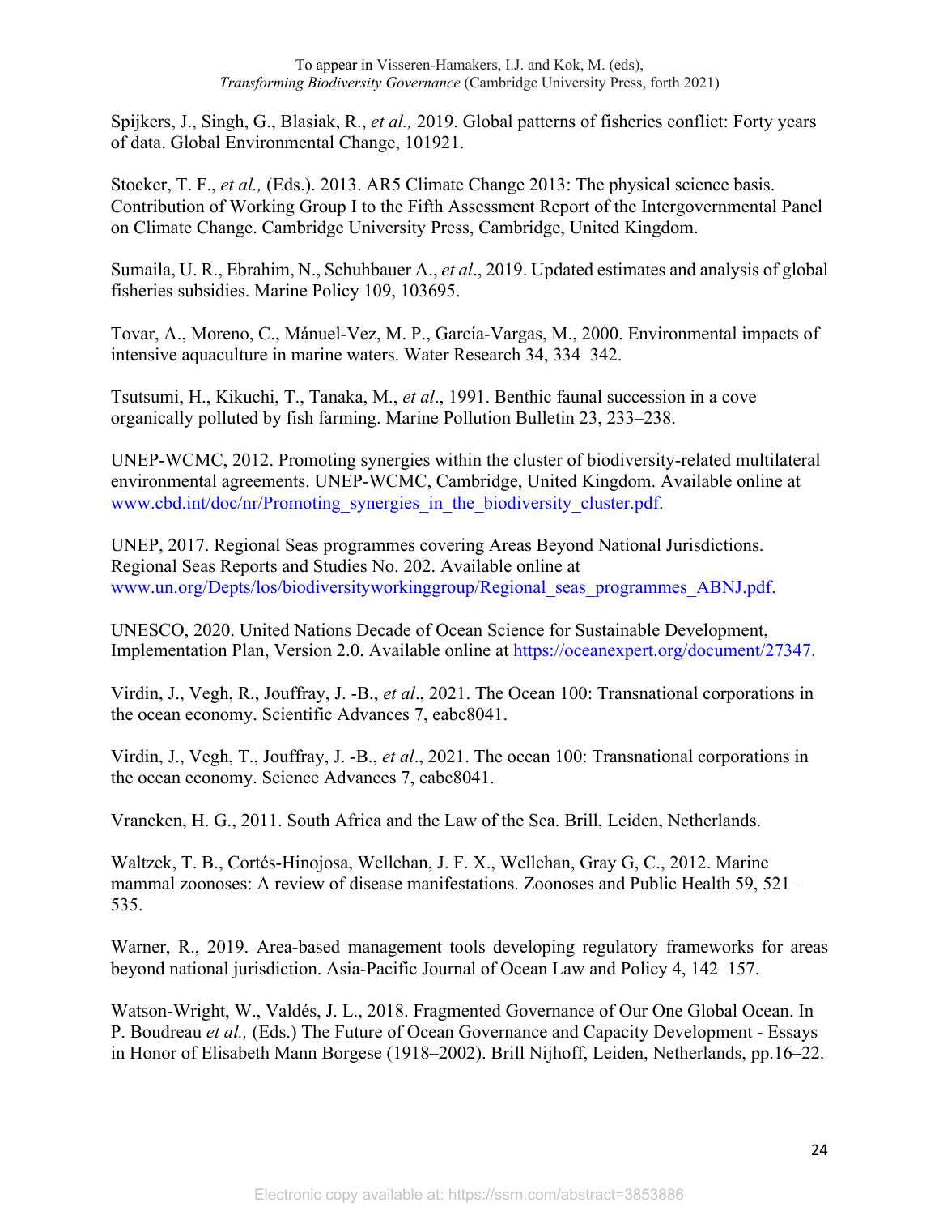Spijkers, J., Singh, G., Blasiak, R., *et al.,* 2019. Global patterns of fisheries conflict: Forty years of data. Global Environmental Change, 101921.

Stocker, T. F., *et al.,* (Eds.). 2013. AR5 Climate Change 2013: The physical science basis. Contribution of Working Group I to the Fifth Assessment Report of the Intergovernmental Panel on Climate Change. Cambridge University Press, Cambridge, United Kingdom.

Sumaila, U. R., Ebrahim, N., Schuhbauer A., *et al*., 2019. Updated estimates and analysis of global fisheries subsidies. Marine Policy 109, 103695.

Tovar, A., Moreno, C., Mánuel-Vez, M. P., García-Vargas, M., 2000. Environmental impacts of intensive aquaculture in marine waters. Water Research 34, 334–342.

Tsutsumi, H., Kikuchi, T., Tanaka, M., *et al*., 1991. Benthic faunal succession in a cove organically polluted by fish farming. Marine Pollution Bulletin 23, 233–238.

UNEP-WCMC, 2012. Promoting synergies within the cluster of biodiversity-related multilateral environmental agreements. UNEP-WCMC, Cambridge, United Kingdom. Available online at www.cbd.int/doc/nr/Promoting_synergies_in_the_biodiversity_cluster.pdf.

UNEP, 2017. Regional Seas programmes covering Areas Beyond National Jurisdictions. Regional Seas Reports and Studies No. 202. Available online at www.un.org/Depts/los/biodiversityworkinggroup/Regional_seas_programmes_ABNJ.pdf.

UNESCO, 2020. United Nations Decade of Ocean Science for Sustainable Development, Implementation Plan, Version 2.0. Available online at https://oceanexpert.org/document/27347.

Virdin, J., Vegh, R., Jouffray, J. -B., *et al*., 2021. The Ocean 100: Transnational corporations in the ocean economy. Scientific Advances 7, eabc8041.

Virdin, J., Vegh, T., Jouffray, J. -B., *et al*., 2021. The ocean 100: Transnational corporations in the ocean economy. Science Advances 7, eabc8041.

Vrancken, H. G., 2011. South Africa and the Law of the Sea. Brill, Leiden, Netherlands.

Waltzek, T. B., Cortés-Hinojosa, Wellehan, J. F. X., Wellehan, Gray G, C., 2012. Marine mammal zoonoses: A review of disease manifestations. Zoonoses and Public Health 59, 521–535.

Warner, R., 2019. Area-based management tools developing regulatory frameworks for areas beyond national jurisdiction. Asia-Pacific Journal of Ocean Law and Policy 4, 142–157.

Watson-Wright, W., Valdés, J. L., 2018. Fragmented Governance of Our One Global Ocean. In P. Boudreau *et al.,* (Eds.) The Future of Ocean Governance and Capacity Development - Essays in Honor of Elisabeth Mann Borgese (1918–2002). Brill Nijhoff, Leiden, Netherlands, pp.16–22.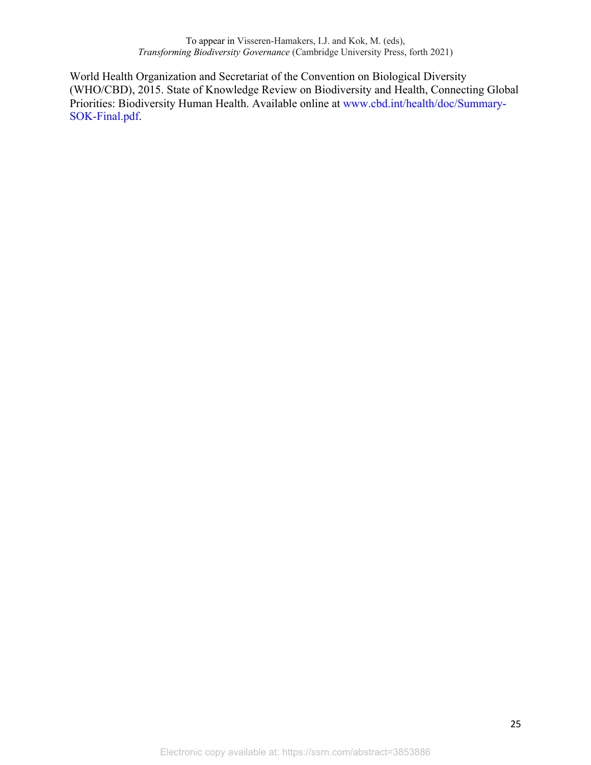World Health Organization and Secretariat of the Convention on Biological Diversity (WHO/CBD), 2015. State of Knowledge Review on Biodiversity and Health, Connecting Global Priorities: Biodiversity Human Health. Available online at www.cbd.int/health/doc/Summary-SOK-Final.pdf.